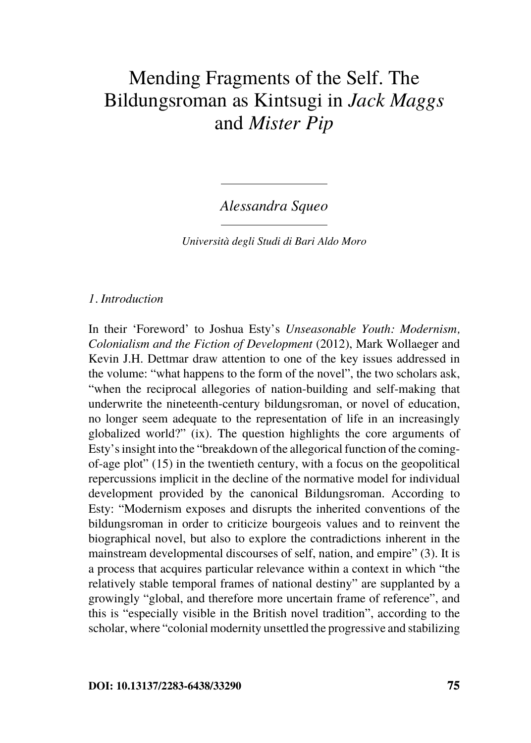# Mending Fragments of the Self. The Bildungsroman as Kintsugi in *Jack Maggs* and *Mister Pip*

*Alessandra Squeo*

*Università degli Studi di Bari Aldo Moro*

## *1. Introduction*

In their 'Foreword' to Joshua Esty's *Unseasonable Youth: Modernism, Colonialism and the Fiction of Development* (2012), Mark Wollaeger and Kevin J.H. Dettmar draw attention to one of the key issues addressed in the volume: "what happens to the form of the novel", the two scholars ask, "when the reciprocal allegories of nation-building and self-making that underwrite the nineteenth-century bildungsroman, or novel of education, no longer seem adequate to the representation of life in an increasingly globalized world?" (ix). The question highlights the core arguments of Esty's insight into the "breakdown of the allegorical function of the coming-of-age plot" (15) in the twentieth century, with a focus on the geopolitical repercussions implicit in the decline of the normative model for individual development provided by the canonical Bildungsroman. According to Esty: "Modernism exposes and disrupts the inherited conventions of the bildungsroman in order to criticize bourgeois values and to reinvent the biographical novel, but also to explore the contradictions inherent in the mainstream developmental discourses of self, nation, and empire" (3). It is a process that acquires particular relevance within a context in which "the relatively stable temporal frames of national destiny" are supplanted by a growingly "global, and therefore more uncertain frame of reference", and this is "especially visible in the British novel tradition", according to the scholar, where "colonial modernity unsettled the progressive and stabilizing

**DOI: 10.13137/2283-6438/33290**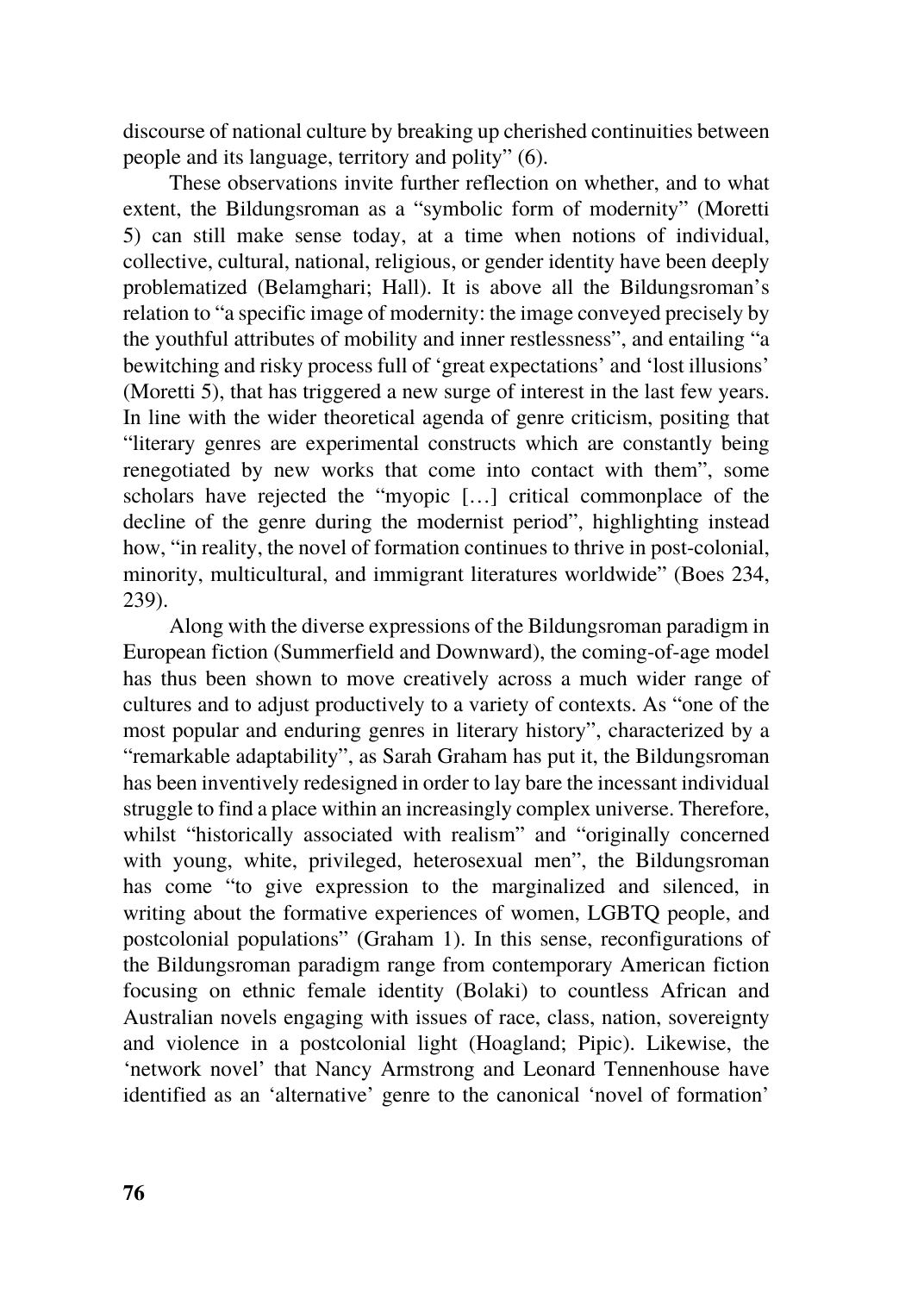discourse of national culture by breaking up cherished continuities between people and its language, territory and polity" (6).

These observations invite further reflection on whether, and to what extent, the Bildungsroman as a "symbolic form of modernity" (Moretti 5) can still make sense today, at a time when notions of individual, collective, cultural, national, religious, or gender identity have been deeply problematized (Belamghari; Hall). It is above all the Bildungsroman's relation to "a specific image of modernity: the image conveyed precisely by the youthful attributes of mobility and inner restlessness", and entailing "a bewitching and risky process full of 'great expectations' and 'lost illusions' (Moretti 5), that has triggered a new surge of interest in the last few years. In line with the wider theoretical agenda of genre criticism, positing that "literary genres are experimental constructs which are constantly being renegotiated by new works that come into contact with them", some scholars have rejected the "myopic […] critical commonplace of the decline of the genre during the modernist period", highlighting instead how, "in reality, the novel of formation continues to thrive in post-colonial, minority, multicultural, and immigrant literatures worldwide" (Boes 234, 239).

Along with the diverse expressions of the Bildungsroman paradigm in European fiction (Summerfield and Downward), the coming-of-age model has thus been shown to move creatively across a much wider range of cultures and to adjust productively to a variety of contexts. As "one of the most popular and enduring genres in literary history", characterized by a "remarkable adaptability", as Sarah Graham has put it, the Bildungsroman has been inventively redesigned in order to lay bare the incessant individual struggle to find a place within an increasingly complex universe. Therefore, whilst "historically associated with realism" and "originally concerned with young, white, privileged, heterosexual men", the Bildungsroman has come "to give expression to the marginalized and silenced, in writing about the formative experiences of women, LGBTQ people, and postcolonial populations" (Graham 1). In this sense, reconfigurations of the Bildungsroman paradigm range from contemporary American fiction focusing on ethnic female identity (Bolaki) to countless African and Australian novels engaging with issues of race, class, nation, sovereignty and violence in a postcolonial light (Hoagland; Pipic). Likewise, the 'network novel' that Nancy Armstrong and Leonard Tennenhouse have identified as an 'alternative' genre to the canonical 'novel of formation'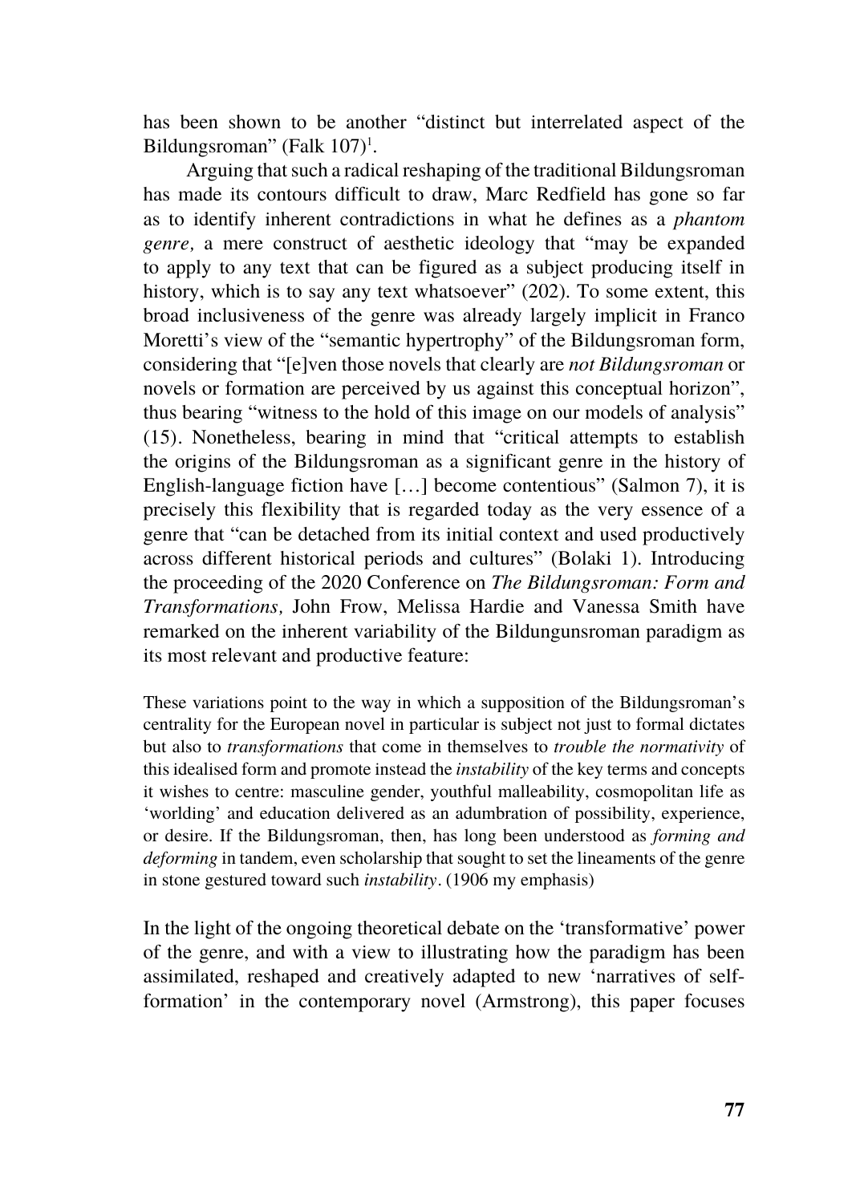has been shown to be another "distinct but interrelated aspect of the Bildungsroman" (Falk 107)[1].

Arguing that such a radical reshaping of the traditional Bildungsroman has made its contours difficult to draw, Marc Redfield has gone so far as to identify inherent contradictions in what he defines as a *phantom genre,* a mere construct of aesthetic ideology that "may be expanded to apply to any text that can be figured as a subject producing itself in history, which is to say any text whatsoever" (202). To some extent, this broad inclusiveness of the genre was already largely implicit in Franco Moretti's view of the "semantic hypertrophy" of the Bildungsroman form, considering that "[e]ven those novels that clearly are *not Bildungsroman* or novels or formation are perceived by us against this conceptual horizon", thus bearing "witness to the hold of this image on our models of analysis" (15). Nonetheless, bearing in mind that "critical attempts to establish the origins of the Bildungsroman as a significant genre in the history of English-language fiction have […] become contentious" (Salmon 7), it is precisely this flexibility that is regarded today as the very essence of a genre that "can be detached from its initial context and used productively across different historical periods and cultures" (Bolaki 1). Introducing the proceeding of the 2020 Conference on *The Bildungsroman: Form and Transformations,* John Frow, Melissa Hardie and Vanessa Smith have remarked on the inherent variability of the Bildungunsroman paradigm as its most relevant and productive feature:

> These variations point to the way in which a supposition of the Bildungsroman's centrality for the European novel in particular is subject not just to formal dictates but also to *transformations* that come in themselves to *trouble the normativity* of this idealised form and promote instead the *instability* of the key terms and concepts it wishes to centre: masculine gender, youthful malleability, cosmopolitan life as 'worlding' and education delivered as an adumbration of possibility, experience, or desire. If the Bildungsroman, then, has long been understood as *forming and deforming* in tandem, even scholarship that sought to set the lineaments of the genre in stone gestured toward such *instability*. (1906 my emphasis)

In the light of the ongoing theoretical debate on the 'transformative' power of the genre, and with a view to illustrating how the paradigm has been assimilated, reshaped and creatively adapted to new 'narratives of self-formation' in the contemporary novel (Armstrong), this paper focuses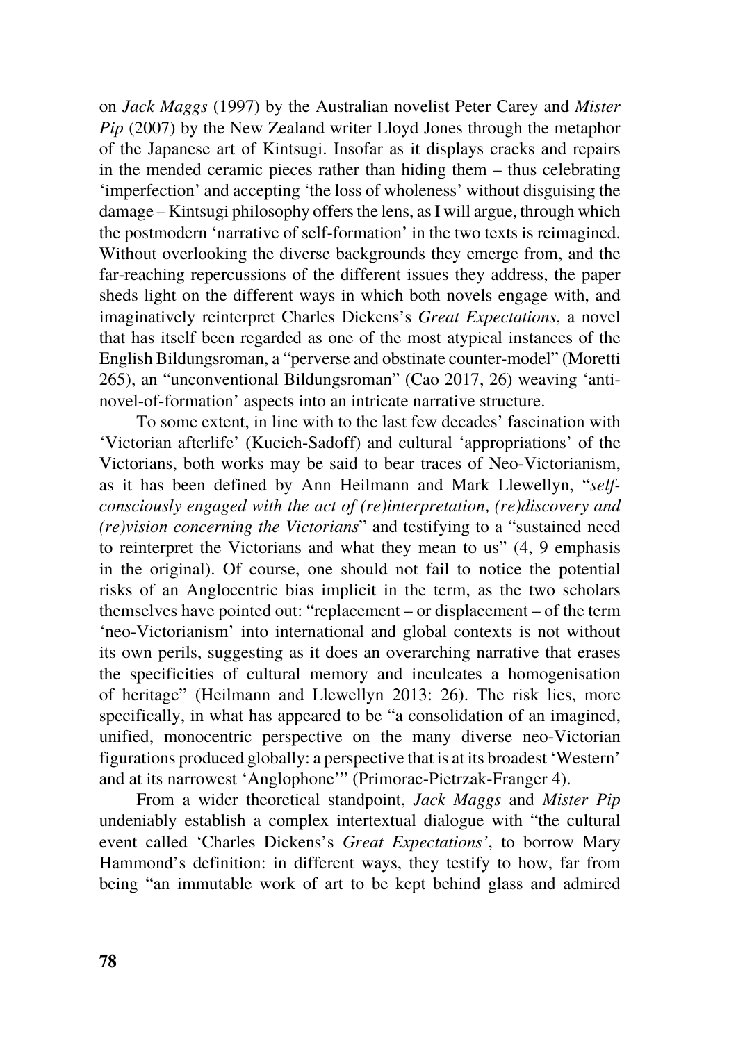on *Jack Maggs* (1997) by the Australian novelist Peter Carey and *Mister Pip* (2007) by the New Zealand writer Lloyd Jones through the metaphor of the Japanese art of Kintsugi. Insofar as it displays cracks and repairs in the mended ceramic pieces rather than hiding them – thus celebrating 'imperfection' and accepting 'the loss of wholeness' without disguising the damage – Kintsugi philosophy offers the lens, as I will argue, through which the postmodern 'narrative of self-formation' in the two texts is reimagined. Without overlooking the diverse backgrounds they emerge from, and the far-reaching repercussions of the different issues they address, the paper sheds light on the different ways in which both novels engage with, and imaginatively reinterpret Charles Dickens's *Great Expectations*, a novel that has itself been regarded as one of the most atypical instances of the English Bildungsroman, a "perverse and obstinate counter-model" (Moretti 265), an "unconventional Bildungsroman" (Cao 2017, 26) weaving 'anti-novel-of-formation' aspects into an intricate narrative structure.

To some extent, in line with to the last few decades' fascination with 'Victorian afterlife' (Kucich-Sadoff) and cultural 'appropriations' of the Victorians, both works may be said to bear traces of Neo-Victorianism, as it has been defined by Ann Heilmann and Mark Llewellyn, "*self-consciously engaged with the act of (re)interpretation, (re)discovery and (re)vision concerning the Victorians*" and testifying to a "sustained need to reinterpret the Victorians and what they mean to us" (4, 9 emphasis in the original). Of course, one should not fail to notice the potential risks of an Anglocentric bias implicit in the term, as the two scholars themselves have pointed out: "replacement – or displacement – of the term 'neo-Victorianism' into international and global contexts is not without its own perils, suggesting as it does an overarching narrative that erases the specificities of cultural memory and inculcates a homogenisation of heritage" (Heilmann and Llewellyn 2013: 26). The risk lies, more specifically, in what has appeared to be "a consolidation of an imagined, unified, monocentric perspective on the many diverse neo-Victorian figurations produced globally: a perspective that is at its broadest 'Western' and at its narrowest 'Anglophone'" (Primorac-Pietrzak-Franger 4).

From a wider theoretical standpoint, *Jack Maggs* and *Mister Pip* undeniably establish a complex intertextual dialogue with "the cultural event called 'Charles Dickens's *Great Expectations*', to borrow Mary Hammond's definition: in different ways, they testify to how, far from being "an immutable work of art to be kept behind glass and admired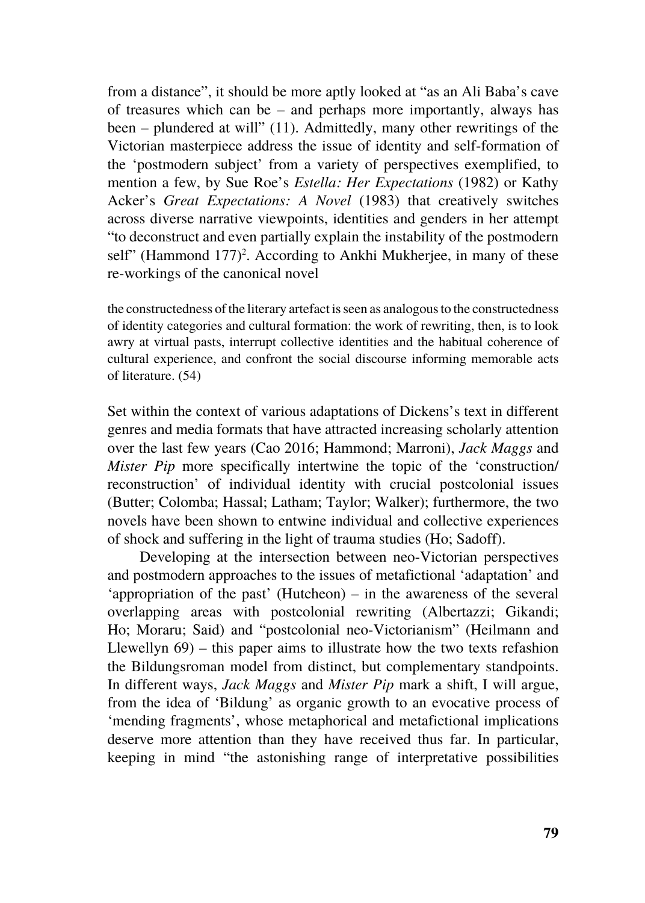from a distance", it should be more aptly looked at "as an Ali Baba's cave of treasures which can be – and perhaps more importantly, always has been – plundered at will" (11). Admittedly, many other rewritings of the Victorian masterpiece address the issue of identity and self-formation of the 'postmodern subject' from a variety of perspectives exemplified, to mention a few, by Sue Roe's *Estella: Her Expectations* (1982) or Kathy Acker's *Great Expectations: A Novel* (1983) that creatively switches across diverse narrative viewpoints, identities and genders in her attempt "to deconstruct and even partially explain the instability of the postmodern self" (Hammond 177)[2]. According to Ankhi Mukherjee, in many of these re-workings of the canonical novel

> the constructedness of the literary artefact is seen as analogous to the constructedness of identity categories and cultural formation: the work of rewriting, then, is to look awry at virtual pasts, interrupt collective identities and the habitual coherence of cultural experience, and confront the social discourse informing memorable acts of literature. (54)

Set within the context of various adaptations of Dickens's text in different genres and media formats that have attracted increasing scholarly attention over the last few years (Cao 2016; Hammond; Marroni), *Jack Maggs* and *Mister Pip* more specifically intertwine the topic of the 'construction/reconstruction' of individual identity with crucial postcolonial issues (Butter; Colomba; Hassal; Latham; Taylor; Walker); furthermore, the two novels have been shown to entwine individual and collective experiences of shock and suffering in the light of trauma studies (Ho; Sadoff).

Developing at the intersection between neo-Victorian perspectives and postmodern approaches to the issues of metafictional 'adaptation' and 'appropriation of the past' (Hutcheon) – in the awareness of the several overlapping areas with postcolonial rewriting (Albertazzi; Gikandi; Ho; Moraru; Said) and "postcolonial neo-Victorianism" (Heilmann and Llewellyn 69) – this paper aims to illustrate how the two texts refashion the Bildungsroman model from distinct, but complementary standpoints. In different ways, *Jack Maggs* and *Mister Pip* mark a shift, I will argue, from the idea of 'Bildung' as organic growth to an evocative process of 'mending fragments', whose metaphorical and metafictional implications deserve more attention than they have received thus far. In particular, keeping in mind "the astonishing range of interpretative possibilities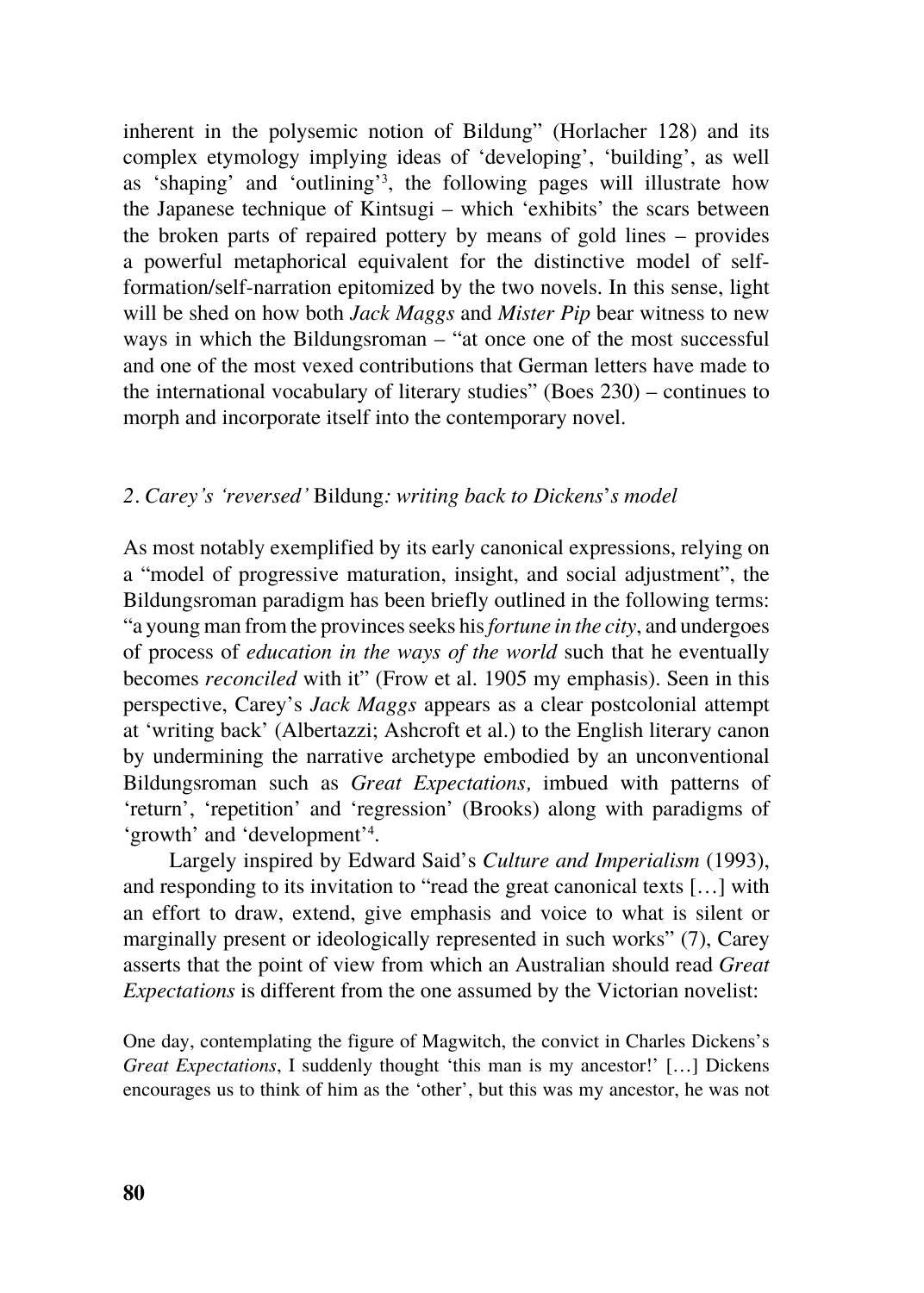inherent in the polysemic notion of Bildung" (Horlacher 128) and its complex etymology implying ideas of 'developing', 'building', as well as 'shaping' and 'outlining'[3], the following pages will illustrate how the Japanese technique of Kintsugi – which 'exhibits' the scars between the broken parts of repaired pottery by means of gold lines – provides a powerful metaphorical equivalent for the distinctive model of self-formation/self-narration epitomized by the two novels. In this sense, light will be shed on how both *Jack Maggs* and *Mister Pip* bear witness to new ways in which the Bildungsroman – "at once one of the most successful and one of the most vexed contributions that German letters have made to the international vocabulary of literary studies" (Boes 230) – continues to morph and incorporate itself into the contemporary novel.

## *2. Carey's 'reversed'* Bildung*: writing back to Dickens's model*

As most notably exemplified by its early canonical expressions, relying on a "model of progressive maturation, insight, and social adjustment", the Bildungsroman paradigm has been briefly outlined in the following terms: "a young man from the provinces seeks his *fortune in the city*, and undergoes of process of *education in the ways of the world* such that he eventually becomes *reconciled* with it" (Frow et al. 1905 my emphasis). Seen in this perspective, Carey's *Jack Maggs* appears as a clear postcolonial attempt at 'writing back' (Albertazzi; Ashcroft et al.) to the English literary canon by undermining the narrative archetype embodied by an unconventional Bildungsroman such as *Great Expectations,* imbued with patterns of 'return', 'repetition' and 'regression' (Brooks) along with paradigms of 'growth' and 'development'[4].

Largely inspired by Edward Said's *Culture and Imperialism* (1993), and responding to its invitation to "read the great canonical texts […] with an effort to draw, extend, give emphasis and voice to what is silent or marginally present or ideologically represented in such works" (7), Carey asserts that the point of view from which an Australian should read *Great Expectations* is different from the one assumed by the Victorian novelist:

> One day, contemplating the figure of Magwitch, the convict in Charles Dickens's *Great Expectations*, I suddenly thought 'this man is my ancestor!' […] Dickens encourages us to think of him as the 'other', but this was my ancestor, he was not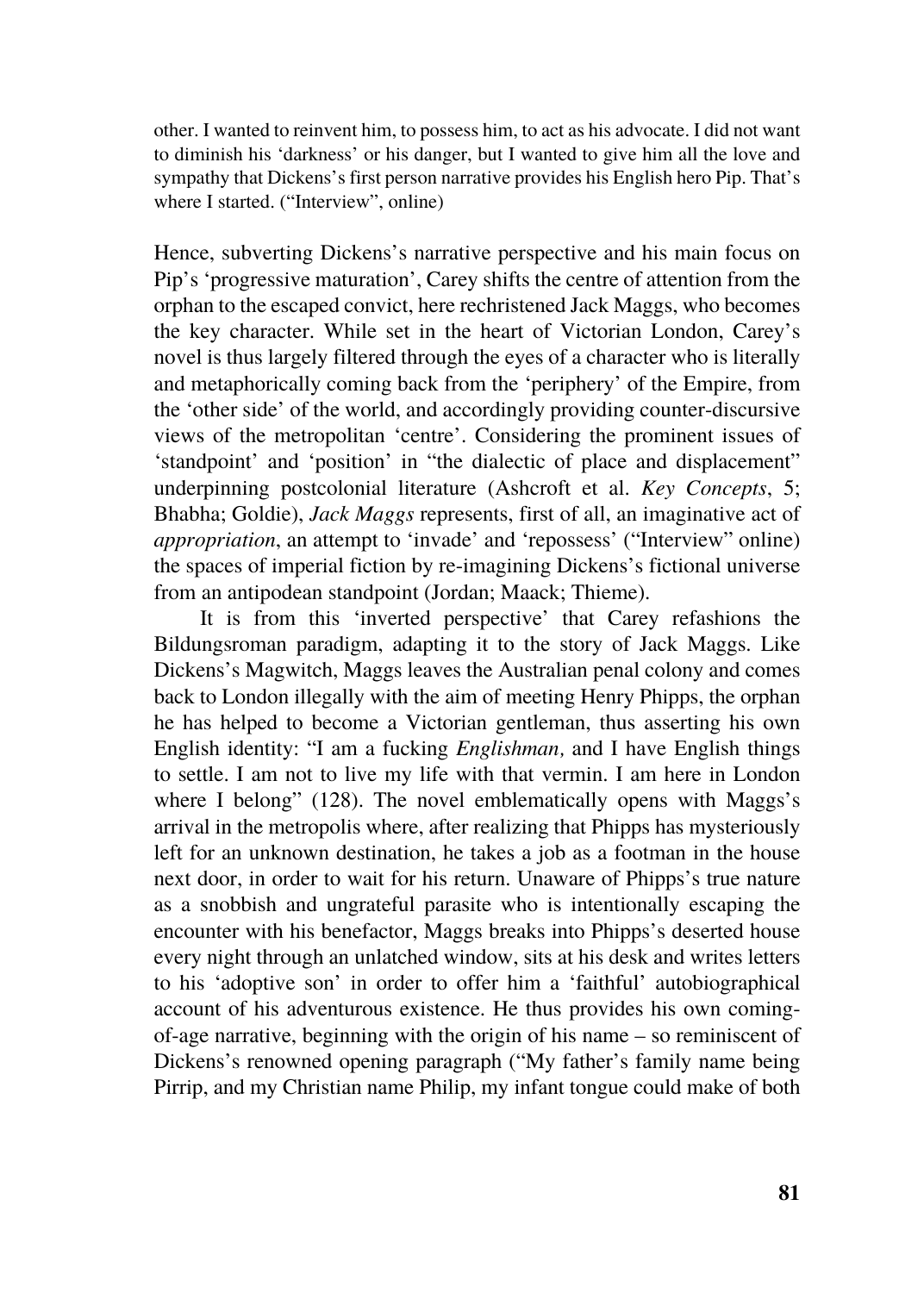other. I wanted to reinvent him, to possess him, to act as his advocate. I did not want to diminish his 'darkness' or his danger, but I wanted to give him all the love and sympathy that Dickens's first person narrative provides his English hero Pip. That's where I started. ("Interview", online)

Hence, subverting Dickens's narrative perspective and his main focus on Pip's 'progressive maturation', Carey shifts the centre of attention from the orphan to the escaped convict, here rechristened Jack Maggs, who becomes the key character. While set in the heart of Victorian London, Carey's novel is thus largely filtered through the eyes of a character who is literally and metaphorically coming back from the 'periphery' of the Empire, from the 'other side' of the world, and accordingly providing counter-discursive views of the metropolitan 'centre'. Considering the prominent issues of 'standpoint' and 'position' in "the dialectic of place and displacement" underpinning postcolonial literature (Ashcroft et al. *Key Concepts*, 5; Bhabha; Goldie), *Jack Maggs* represents, first of all, an imaginative act of *appropriation*, an attempt to 'invade' and 'repossess' ("Interview" online) the spaces of imperial fiction by re-imagining Dickens's fictional universe from an antipodean standpoint (Jordan; Maack; Thieme).

It is from this 'inverted perspective' that Carey refashions the Bildungsroman paradigm, adapting it to the story of Jack Maggs. Like Dickens's Magwitch, Maggs leaves the Australian penal colony and comes back to London illegally with the aim of meeting Henry Phipps, the orphan he has helped to become a Victorian gentleman, thus asserting his own English identity: "I am a fucking *Englishman,* and I have English things to settle. I am not to live my life with that vermin. I am here in London where I belong" (128). The novel emblematically opens with Maggs's arrival in the metropolis where, after realizing that Phipps has mysteriously left for an unknown destination, he takes a job as a footman in the house next door, in order to wait for his return. Unaware of Phipps's true nature as a snobbish and ungrateful parasite who is intentionally escaping the encounter with his benefactor, Maggs breaks into Phipps's deserted house every night through an unlatched window, sits at his desk and writes letters to his 'adoptive son' in order to offer him a 'faithful' autobiographical account of his adventurous existence. He thus provides his own coming-of-age narrative, beginning with the origin of his name – so reminiscent of Dickens's renowned opening paragraph ("My father's family name being Pirrip, and my Christian name Philip, my infant tongue could make of both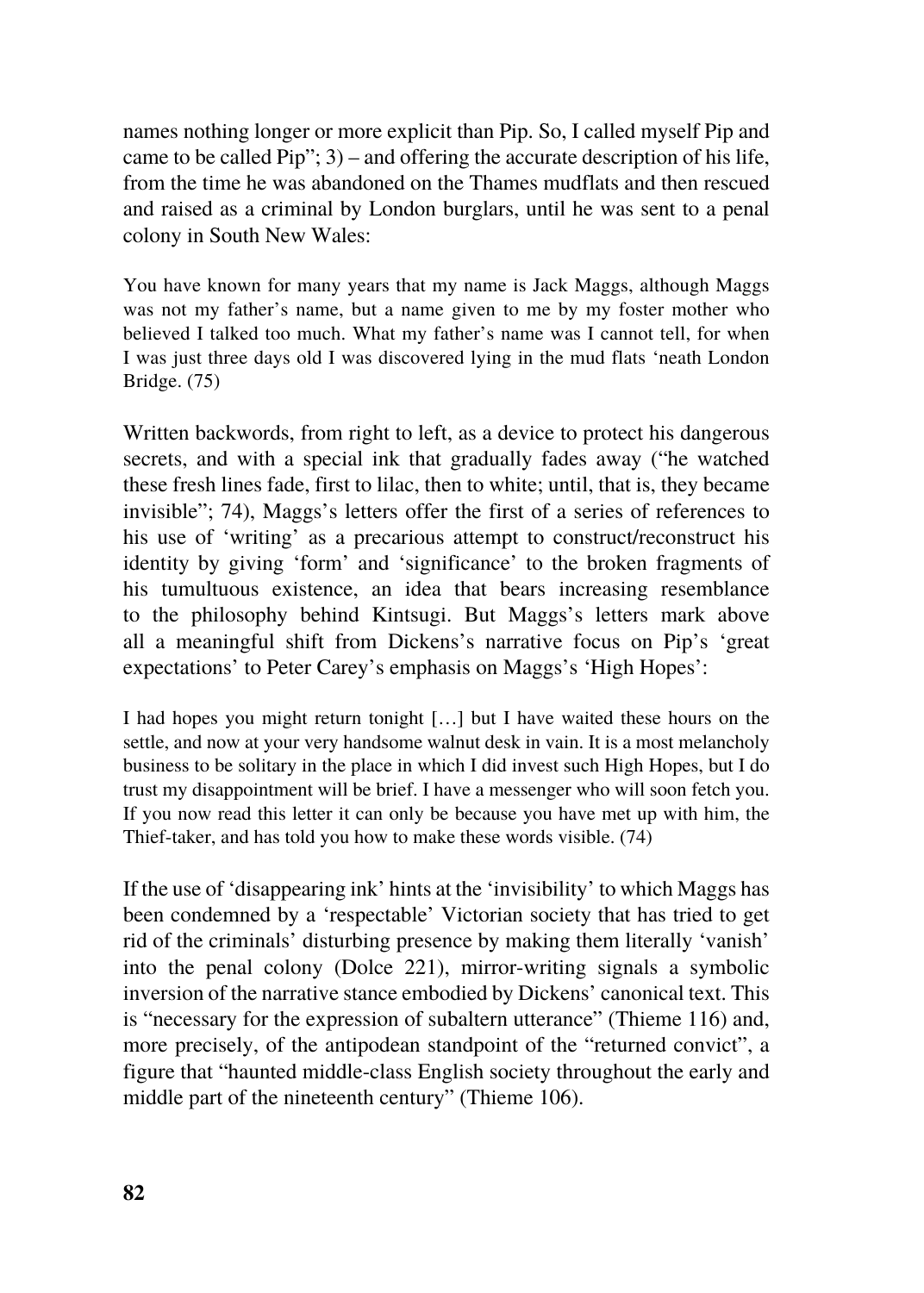names nothing longer or more explicit than Pip. So, I called myself Pip and came to be called Pip"; 3) – and offering the accurate description of his life, from the time he was abandoned on the Thames mudflats and then rescued and raised as a criminal by London burglars, until he was sent to a penal colony in South New Wales:

> You have known for many years that my name is Jack Maggs, although Maggs was not my father's name, but a name given to me by my foster mother who believed I talked too much. What my father's name was I cannot tell, for when I was just three days old I was discovered lying in the mud flats 'neath London Bridge. (75)

Written backwords, from right to left, as a device to protect his dangerous secrets, and with a special ink that gradually fades away ("he watched these fresh lines fade, first to lilac, then to white; until, that is, they became invisible"; 74), Maggs's letters offer the first of a series of references to his use of 'writing' as a precarious attempt to construct/reconstruct his identity by giving 'form' and 'significance' to the broken fragments of his tumultuous existence, an idea that bears increasing resemblance to the philosophy behind Kintsugi. But Maggs's letters mark above all a meaningful shift from Dickens's narrative focus on Pip's 'great expectations' to Peter Carey's emphasis on Maggs's 'High Hopes':

> I had hopes you might return tonight […] but I have waited these hours on the settle, and now at your very handsome walnut desk in vain. It is a most melancholy business to be solitary in the place in which I did invest such High Hopes, but I do trust my disappointment will be brief. I have a messenger who will soon fetch you. If you now read this letter it can only be because you have met up with him, the Thief-taker, and has told you how to make these words visible. (74)

If the use of 'disappearing ink' hints at the 'invisibility' to which Maggs has been condemned by a 'respectable' Victorian society that has tried to get rid of the criminals' disturbing presence by making them literally 'vanish' into the penal colony (Dolce 221), mirror-writing signals a symbolic inversion of the narrative stance embodied by Dickens' canonical text. This is "necessary for the expression of subaltern utterance" (Thieme 116) and, more precisely, of the antipodean standpoint of the "returned convict", a figure that "haunted middle-class English society throughout the early and middle part of the nineteenth century" (Thieme 106).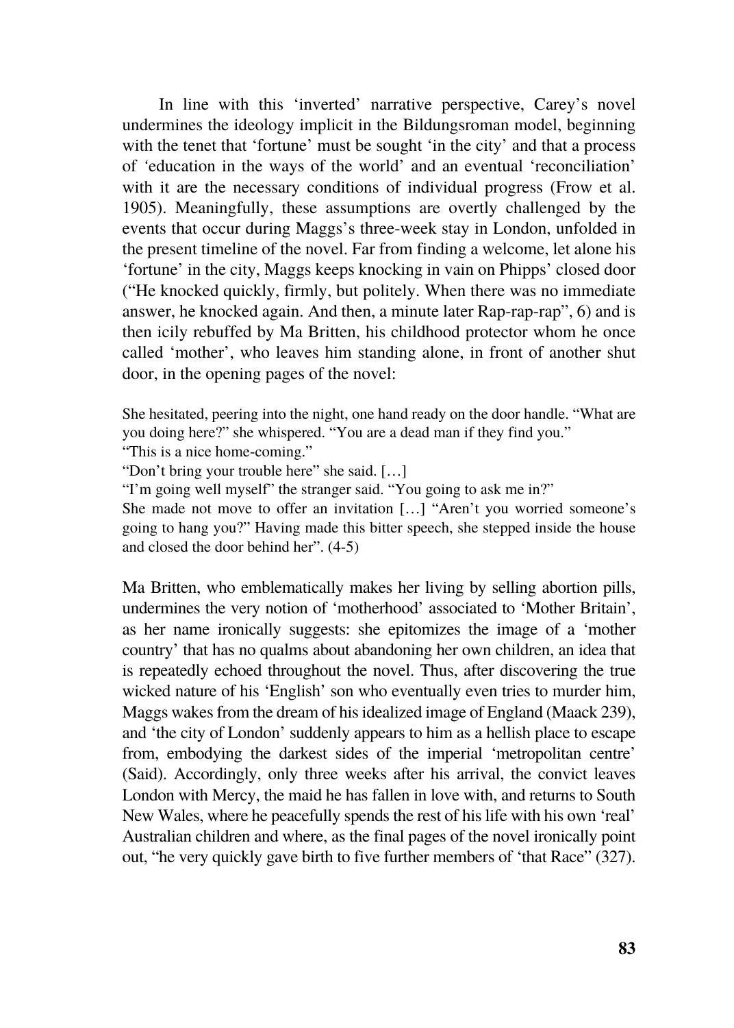In line with this 'inverted' narrative perspective, Carey's novel undermines the ideology implicit in the Bildungsroman model, beginning with the tenet that 'fortune' must be sought 'in the city' and that a process of 'education in the ways of the world' and an eventual 'reconciliation' with it are the necessary conditions of individual progress (Frow et al. 1905). Meaningfully, these assumptions are overtly challenged by the events that occur during Maggs's three-week stay in London, unfolded in the present timeline of the novel. Far from finding a welcome, let alone his 'fortune' in the city, Maggs keeps knocking in vain on Phipps' closed door ("He knocked quickly, firmly, but politely. When there was no immediate answer, he knocked again. And then, a minute later Rap-rap-rap", 6) and is then icily rebuffed by Ma Britten, his childhood protector whom he once called 'mother', who leaves him standing alone, in front of another shut door, in the opening pages of the novel:

> She hesitated, peering into the night, one hand ready on the door handle. "What are you doing here?" she whispered. "You are a dead man if they find you."
> "This is a nice home-coming."
> "Don't bring your trouble here" she said. […]
> "I'm going well myself" the stranger said. "You going to ask me in?"
> She made not move to offer an invitation […] "Aren't you worried someone's going to hang you?" Having made this bitter speech, she stepped inside the house and closed the door behind her". (4-5)

Ma Britten, who emblematically makes her living by selling abortion pills, undermines the very notion of 'motherhood' associated to 'Mother Britain', as her name ironically suggests: she epitomizes the image of a 'mother country' that has no qualms about abandoning her own children, an idea that is repeatedly echoed throughout the novel. Thus, after discovering the true wicked nature of his 'English' son who eventually even tries to murder him, Maggs wakes from the dream of his idealized image of England (Maack 239), and 'the city of London' suddenly appears to him as a hellish place to escape from, embodying the darkest sides of the imperial 'metropolitan centre' (Said). Accordingly, only three weeks after his arrival, the convict leaves London with Mercy, the maid he has fallen in love with, and returns to South New Wales, where he peacefully spends the rest of his life with his own 'real' Australian children and where, as the final pages of the novel ironically point out, "he very quickly gave birth to five further members of 'that Race" (327).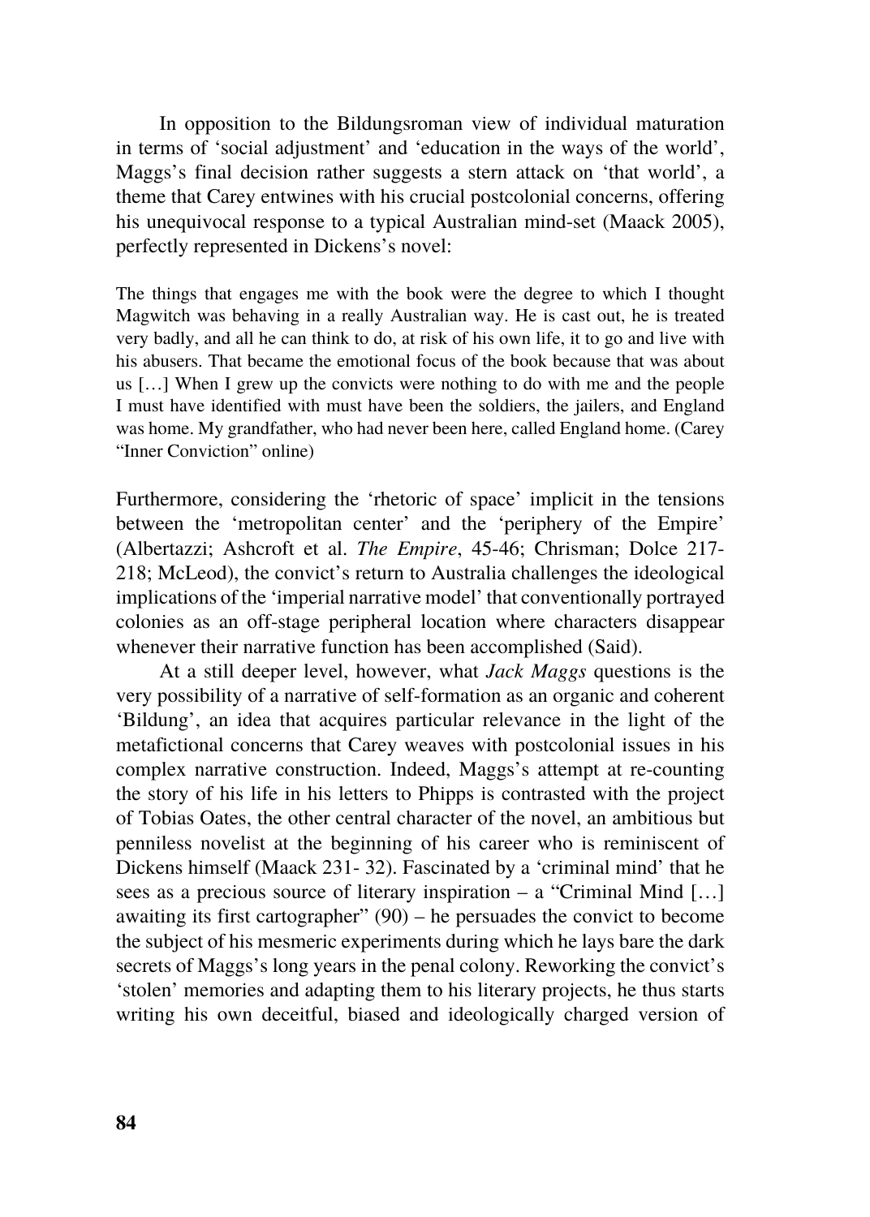In opposition to the Bildungsroman view of individual maturation in terms of 'social adjustment' and 'education in the ways of the world', Maggs's final decision rather suggests a stern attack on 'that world', a theme that Carey entwines with his crucial postcolonial concerns, offering his unequivocal response to a typical Australian mind-set (Maack 2005), perfectly represented in Dickens's novel:

> The things that engages me with the book were the degree to which I thought Magwitch was behaving in a really Australian way. He is cast out, he is treated very badly, and all he can think to do, at risk of his own life, it to go and live with his abusers. That became the emotional focus of the book because that was about us […] When I grew up the convicts were nothing to do with me and the people I must have identified with must have been the soldiers, the jailers, and England was home. My grandfather, who had never been here, called England home. (Carey "Inner Conviction" online)

Furthermore, considering the 'rhetoric of space' implicit in the tensions between the 'metropolitan center' and the 'periphery of the Empire' (Albertazzi; Ashcroft et al. *The Empire*, 45-46; Chrisman; Dolce 217-218; McLeod), the convict's return to Australia challenges the ideological implications of the 'imperial narrative model' that conventionally portrayed colonies as an off-stage peripheral location where characters disappear whenever their narrative function has been accomplished (Said).

At a still deeper level, however, what *Jack Maggs* questions is the very possibility of a narrative of self-formation as an organic and coherent 'Bildung', an idea that acquires particular relevance in the light of the metafictional concerns that Carey weaves with postcolonial issues in his complex narrative construction. Indeed, Maggs's attempt at re-counting the story of his life in his letters to Phipps is contrasted with the project of Tobias Oates, the other central character of the novel, an ambitious but penniless novelist at the beginning of his career who is reminiscent of Dickens himself (Maack 231- 32). Fascinated by a 'criminal mind' that he sees as a precious source of literary inspiration – a "Criminal Mind […] awaiting its first cartographer" (90) – he persuades the convict to become the subject of his mesmeric experiments during which he lays bare the dark secrets of Maggs's long years in the penal colony. Reworking the convict's 'stolen' memories and adapting them to his literary projects, he thus starts writing his own deceitful, biased and ideologically charged version of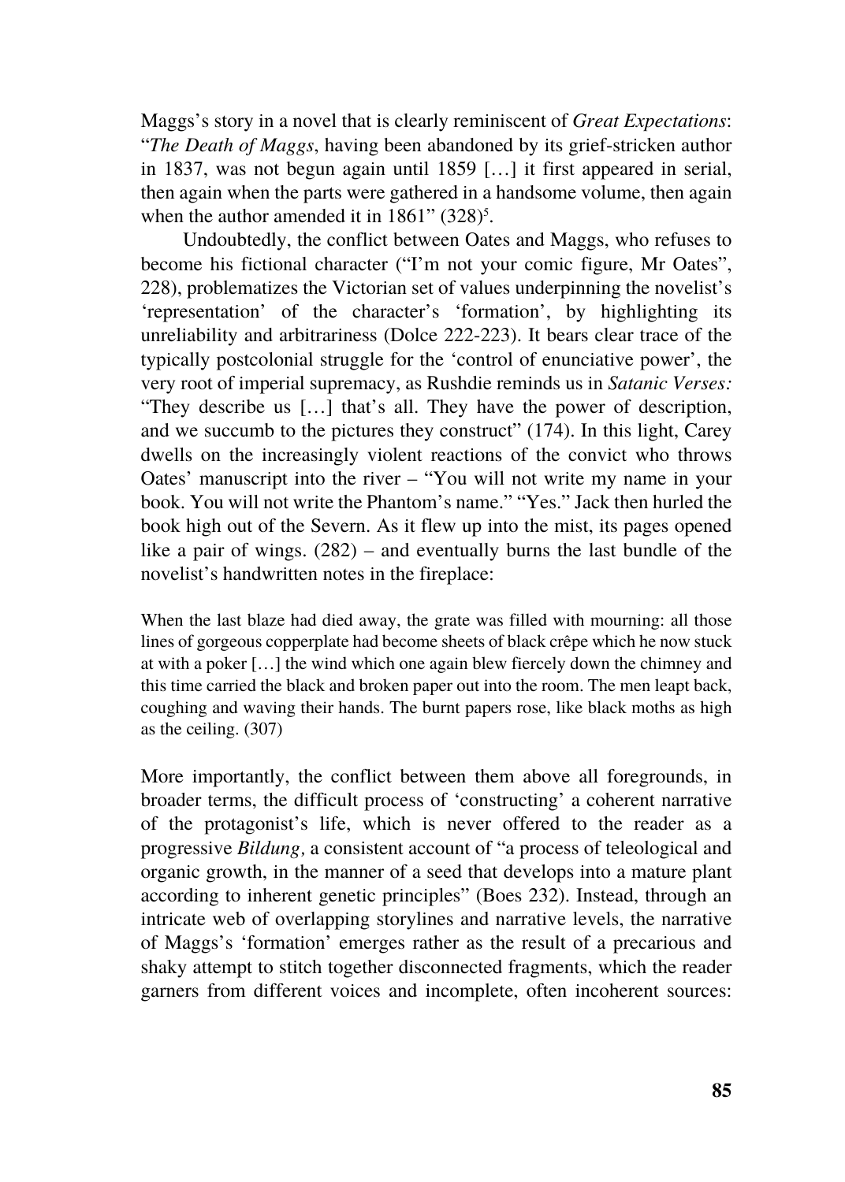Maggs's story in a novel that is clearly reminiscent of *Great Expectations*: "*The Death of Maggs*, having been abandoned by its grief-stricken author in 1837, was not begun again until 1859 […] it first appeared in serial, then again when the parts were gathered in a handsome volume, then again when the author amended it in 1861" (328)[5].

Undoubtedly, the conflict between Oates and Maggs, who refuses to become his fictional character ("I'm not your comic figure, Mr Oates", 228), problematizes the Victorian set of values underpinning the novelist's 'representation' of the character's 'formation', by highlighting its unreliability and arbitrariness (Dolce 222-223). It bears clear trace of the typically postcolonial struggle for the 'control of enunciative power', the very root of imperial supremacy, as Rushdie reminds us in *Satanic Verses:* "They describe us […] that's all. They have the power of description, and we succumb to the pictures they construct" (174). In this light, Carey dwells on the increasingly violent reactions of the convict who throws Oates' manuscript into the river – "You will not write my name in your book. You will not write the Phantom's name." "Yes." Jack then hurled the book high out of the Severn. As it flew up into the mist, its pages opened like a pair of wings. (282) – and eventually burns the last bundle of the novelist's handwritten notes in the fireplace:

> When the last blaze had died away, the grate was filled with mourning: all those lines of gorgeous copperplate had become sheets of black crêpe which he now stuck at with a poker […] the wind which one again blew fiercely down the chimney and this time carried the black and broken paper out into the room. The men leapt back, coughing and waving their hands. The burnt papers rose, like black moths as high as the ceiling. (307)

More importantly, the conflict between them above all foregrounds, in broader terms, the difficult process of 'constructing' a coherent narrative of the protagonist's life, which is never offered to the reader as a progressive *Bildung,* a consistent account of "a process of teleological and organic growth, in the manner of a seed that develops into a mature plant according to inherent genetic principles" (Boes 232). Instead, through an intricate web of overlapping storylines and narrative levels, the narrative of Maggs's 'formation' emerges rather as the result of a precarious and shaky attempt to stitch together disconnected fragments, which the reader garners from different voices and incomplete, often incoherent sources: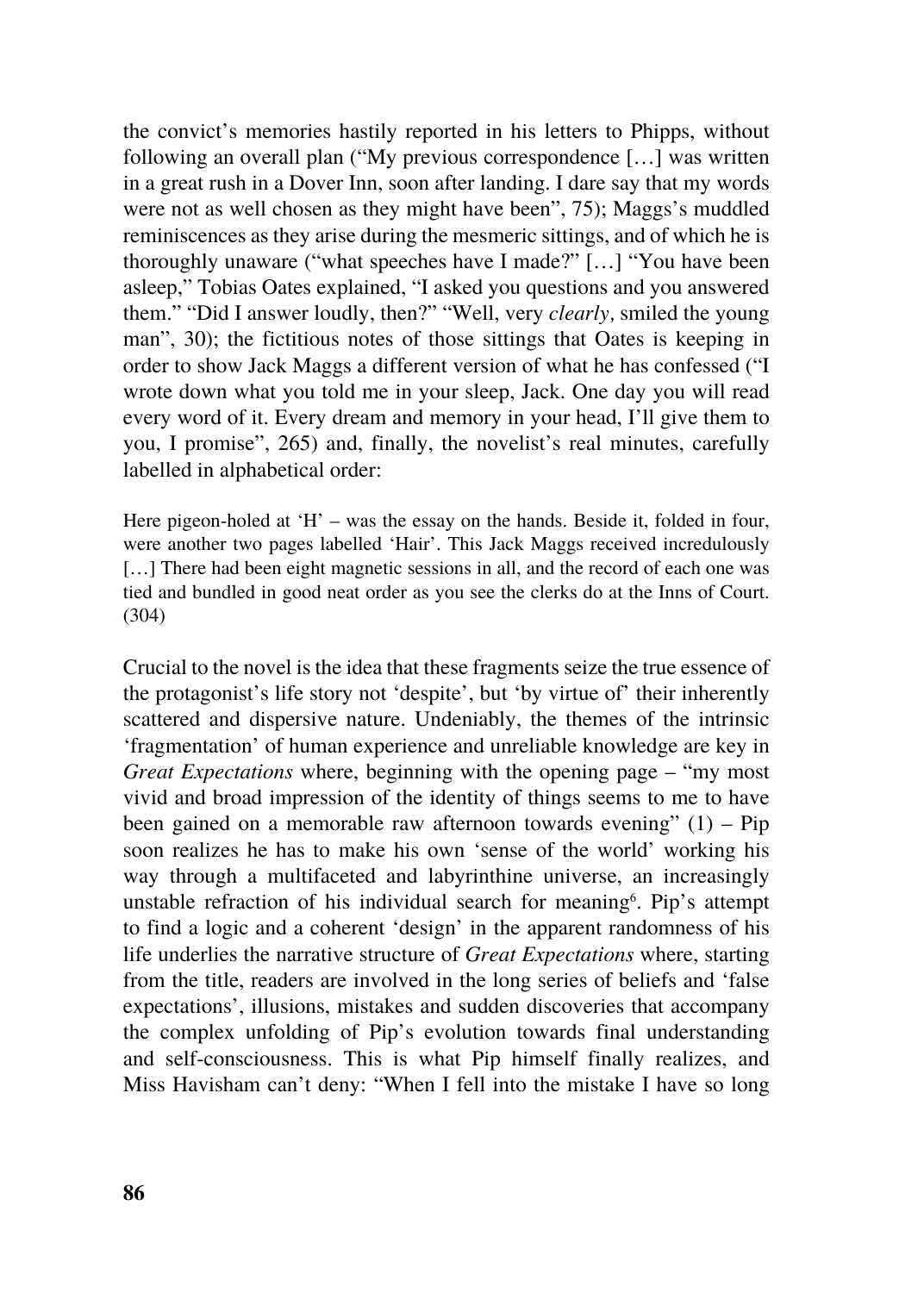the convict's memories hastily reported in his letters to Phipps, without following an overall plan ("My previous correspondence […] was written in a great rush in a Dover Inn, soon after landing. I dare say that my words were not as well chosen as they might have been", 75); Maggs's muddled reminiscences as they arise during the mesmeric sittings, and of which he is thoroughly unaware ("what speeches have I made?" […] "You have been asleep," Tobias Oates explained, "I asked you questions and you answered them." "Did I answer loudly, then?" "Well, very *clearly,* smiled the young man", 30); the fictitious notes of those sittings that Oates is keeping in order to show Jack Maggs a different version of what he has confessed ("I wrote down what you told me in your sleep, Jack. One day you will read every word of it. Every dream and memory in your head, I'll give them to you, I promise", 265) and, finally, the novelist's real minutes, carefully labelled in alphabetical order:

> Here pigeon-holed at 'H' – was the essay on the hands. Beside it, folded in four, were another two pages labelled 'Hair'. This Jack Maggs received incredulously […] There had been eight magnetic sessions in all, and the record of each one was tied and bundled in good neat order as you see the clerks do at the Inns of Court. (304)

Crucial to the novel is the idea that these fragments seize the true essence of the protagonist's life story not 'despite', but 'by virtue of' their inherently scattered and dispersive nature. Undeniably, the themes of the intrinsic 'fragmentation' of human experience and unreliable knowledge are key in *Great Expectations* where, beginning with the opening page – "my most vivid and broad impression of the identity of things seems to me to have been gained on a memorable raw afternoon towards evening" (1) – Pip soon realizes he has to make his own 'sense of the world' working his way through a multifaceted and labyrinthine universe, an increasingly unstable refraction of his individual search for meaning[6]. Pip's attempt to find a logic and a coherent 'design' in the apparent randomness of his life underlies the narrative structure of *Great Expectations* where, starting from the title, readers are involved in the long series of beliefs and 'false expectations', illusions, mistakes and sudden discoveries that accompany the complex unfolding of Pip's evolution towards final understanding and self-consciousness. This is what Pip himself finally realizes, and Miss Havisham can't deny: "When I fell into the mistake I have so long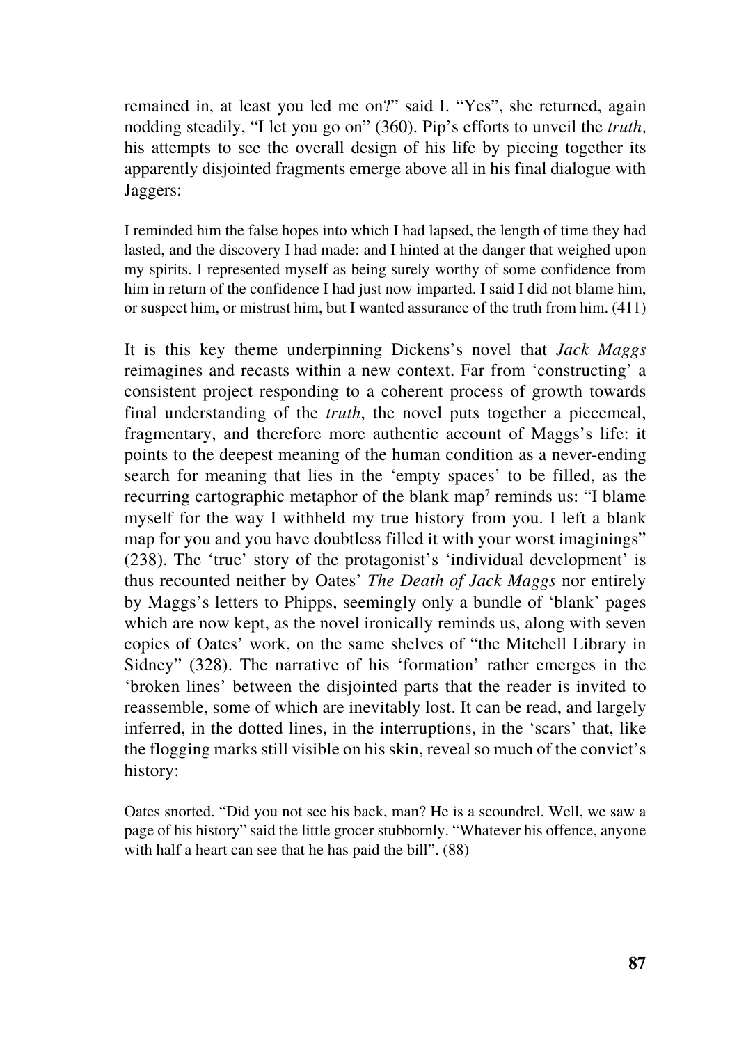remained in, at least you led me on?" said I. "Yes", she returned, again nodding steadily, "I let you go on" (360). Pip's efforts to unveil the *truth,* his attempts to see the overall design of his life by piecing together its apparently disjointed fragments emerge above all in his final dialogue with Jaggers:

> I reminded him the false hopes into which I had lapsed, the length of time they had lasted, and the discovery I had made: and I hinted at the danger that weighed upon my spirits. I represented myself as being surely worthy of some confidence from him in return of the confidence I had just now imparted. I said I did not blame him, or suspect him, or mistrust him, but I wanted assurance of the truth from him. (411)

It is this key theme underpinning Dickens's novel that *Jack Maggs* reimagines and recasts within a new context. Far from 'constructing' a consistent project responding to a coherent process of growth towards final understanding of the *truth*, the novel puts together a piecemeal, fragmentary, and therefore more authentic account of Maggs's life: it points to the deepest meaning of the human condition as a never-ending search for meaning that lies in the 'empty spaces' to be filled, as the recurring cartographic metaphor of the blank map[7] reminds us: "I blame myself for the way I withheld my true history from you. I left a blank map for you and you have doubtless filled it with your worst imaginings" (238). The 'true' story of the protagonist's 'individual development' is thus recounted neither by Oates' *The Death of Jack Maggs* nor entirely by Maggs's letters to Phipps, seemingly only a bundle of 'blank' pages which are now kept, as the novel ironically reminds us, along with seven copies of Oates' work, on the same shelves of "the Mitchell Library in Sidney" (328). The narrative of his 'formation' rather emerges in the 'broken lines' between the disjointed parts that the reader is invited to reassemble, some of which are inevitably lost. It can be read, and largely inferred, in the dotted lines, in the interruptions, in the 'scars' that, like the flogging marks still visible on his skin, reveal so much of the convict's history:

> Oates snorted. "Did you not see his back, man? He is a scoundrel. Well, we saw a page of his history" said the little grocer stubbornly. "Whatever his offence, anyone with half a heart can see that he has paid the bill". (88)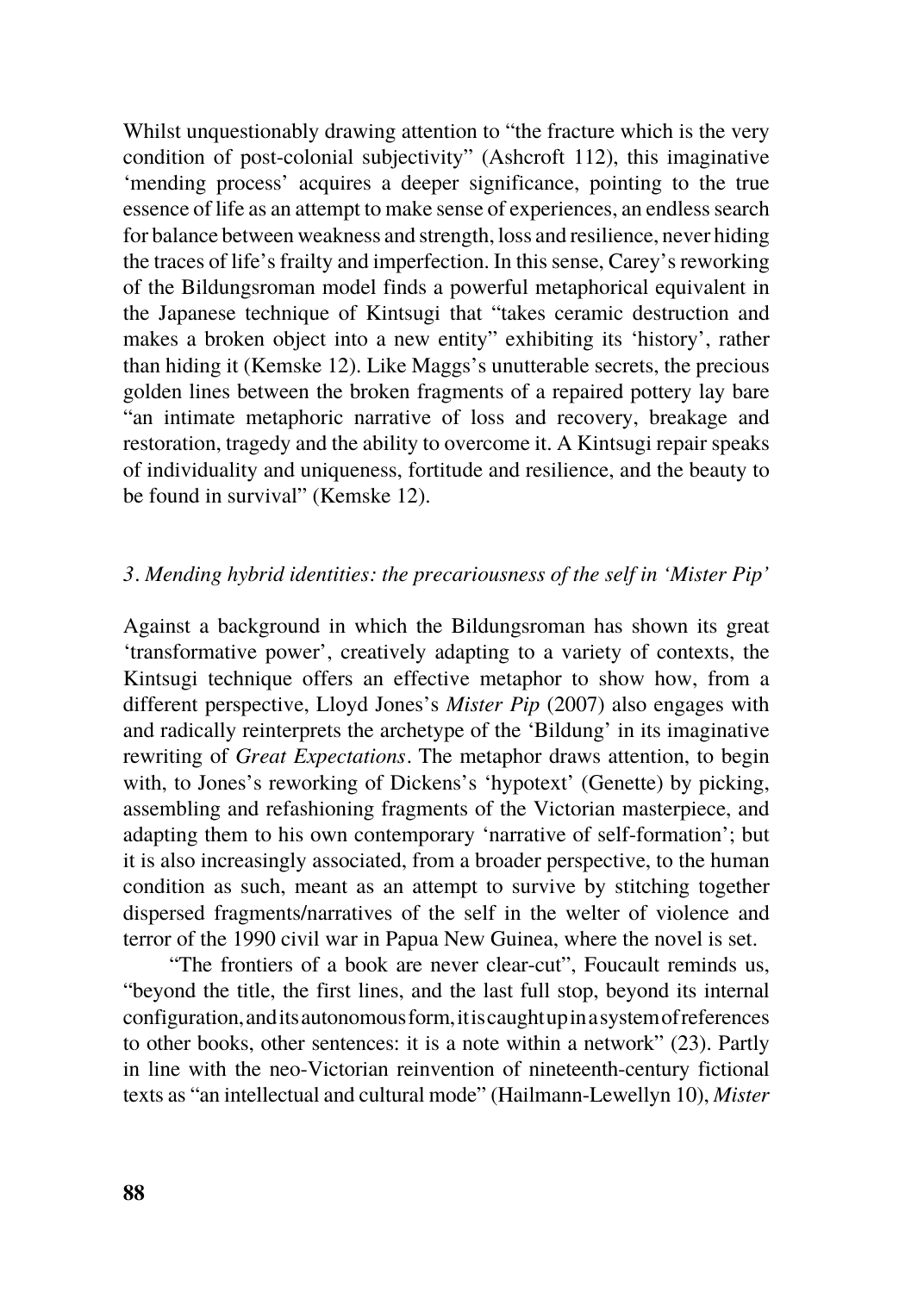Whilst unquestionably drawing attention to "the fracture which is the very condition of post-colonial subjectivity" (Ashcroft 112), this imaginative 'mending process' acquires a deeper significance, pointing to the true essence of life as an attempt to make sense of experiences, an endless search for balance between weakness and strength, loss and resilience, never hiding the traces of life's frailty and imperfection. In this sense, Carey's reworking of the Bildungsroman model finds a powerful metaphorical equivalent in the Japanese technique of Kintsugi that "takes ceramic destruction and makes a broken object into a new entity" exhibiting its 'history', rather than hiding it (Kemske 12). Like Maggs's unutterable secrets, the precious golden lines between the broken fragments of a repaired pottery lay bare "an intimate metaphoric narrative of loss and recovery, breakage and restoration, tragedy and the ability to overcome it. A Kintsugi repair speaks of individuality and uniqueness, fortitude and resilience, and the beauty to be found in survival" (Kemske 12).

### *3. Mending hybrid identities: the precariousness of the self in 'Mister Pip'*

Against a background in which the Bildungsroman has shown its great 'transformative power', creatively adapting to a variety of contexts, the Kintsugi technique offers an effective metaphor to show how, from a different perspective, Lloyd Jones's *Mister Pip* (2007) also engages with and radically reinterprets the archetype of the 'Bildung' in its imaginative rewriting of *Great Expectations*. The metaphor draws attention, to begin with, to Jones's reworking of Dickens's 'hypotext' (Genette) by picking, assembling and refashioning fragments of the Victorian masterpiece, and adapting them to his own contemporary 'narrative of self-formation'; but it is also increasingly associated, from a broader perspective, to the human condition as such, meant as an attempt to survive by stitching together dispersed fragments/narratives of the self in the welter of violence and terror of the 1990 civil war in Papua New Guinea, where the novel is set.

"The frontiers of a book are never clear-cut", Foucault reminds us, "beyond the title, the first lines, and the last full stop, beyond its internal configuration, and its autonomous form, it is caught up in a system of references to other books, other sentences: it is a note within a network" (23). Partly in line with the neo-Victorian reinvention of nineteenth-century fictional texts as "an intellectual and cultural mode" (Hailmann-Lewellyn 10), *Mister*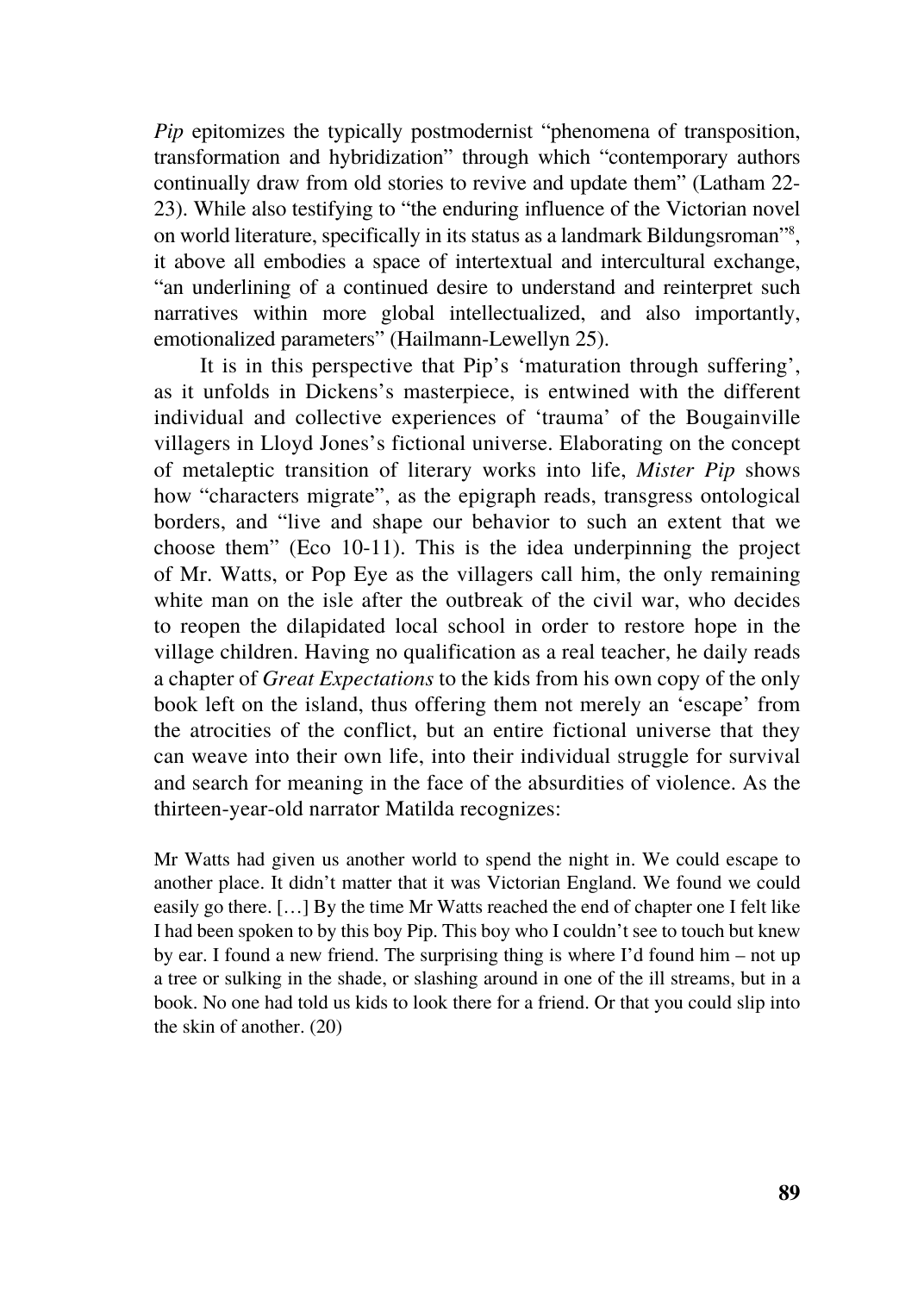*Pip* epitomizes the typically postmodernist "phenomena of transposition, transformation and hybridization" through which "contemporary authors continually draw from old stories to revive and update them" (Latham 22-23). While also testifying to "the enduring influence of the Victorian novel on world literature, specifically in its status as a landmark Bildungsroman"[8], it above all embodies a space of intertextual and intercultural exchange, "an underlining of a continued desire to understand and reinterpret such narratives within more global intellectualized, and also importantly, emotionalized parameters" (Hailmann-Lewellyn 25).

It is in this perspective that Pip's 'maturation through suffering', as it unfolds in Dickens's masterpiece, is entwined with the different individual and collective experiences of 'trauma' of the Bougainville villagers in Lloyd Jones's fictional universe. Elaborating on the concept of metaleptic transition of literary works into life, *Mister Pip* shows how "characters migrate", as the epigraph reads, transgress ontological borders, and "live and shape our behavior to such an extent that we choose them" (Eco 10-11). This is the idea underpinning the project of Mr. Watts, or Pop Eye as the villagers call him, the only remaining white man on the isle after the outbreak of the civil war, who decides to reopen the dilapidated local school in order to restore hope in the village children. Having no qualification as a real teacher, he daily reads a chapter of *Great Expectations* to the kids from his own copy of the only book left on the island, thus offering them not merely an 'escape' from the atrocities of the conflict, but an entire fictional universe that they can weave into their own life, into their individual struggle for survival and search for meaning in the face of the absurdities of violence. As the thirteen-year-old narrator Matilda recognizes:

> Mr Watts had given us another world to spend the night in. We could escape to another place. It didn't matter that it was Victorian England. We found we could easily go there. […] By the time Mr Watts reached the end of chapter one I felt like I had been spoken to by this boy Pip. This boy who I couldn't see to touch but knew by ear. I found a new friend. The surprising thing is where I'd found him – not up a tree or sulking in the shade, or slashing around in one of the ill streams, but in a book. No one had told us kids to look there for a friend. Or that you could slip into the skin of another. (20)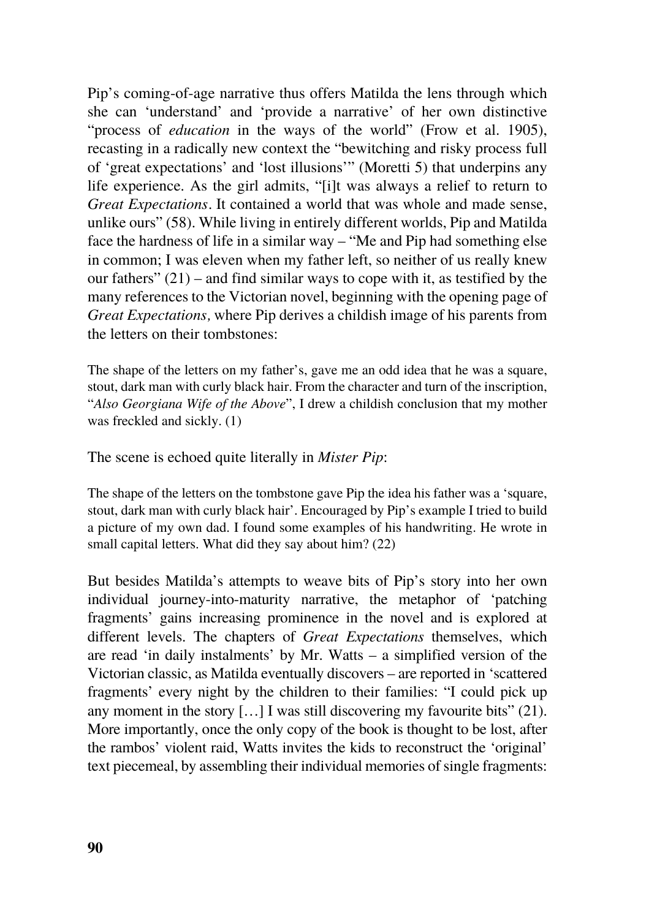Pip's coming-of-age narrative thus offers Matilda the lens through which she can 'understand' and 'provide a narrative' of her own distinctive "process of *education* in the ways of the world" (Frow et al. 1905), recasting in a radically new context the "bewitching and risky process full of 'great expectations' and 'lost illusions'" (Moretti 5) that underpins any life experience. As the girl admits, "[i]t was always a relief to return to *Great Expectations*. It contained a world that was whole and made sense, unlike ours" (58). While living in entirely different worlds, Pip and Matilda face the hardness of life in a similar way – "Me and Pip had something else in common; I was eleven when my father left, so neither of us really knew our fathers" (21) – and find similar ways to cope with it, as testified by the many references to the Victorian novel, beginning with the opening page of *Great Expectations,* where Pip derives a childish image of his parents from the letters on their tombstones:

> The shape of the letters on my father's, gave me an odd idea that he was a square, stout, dark man with curly black hair. From the character and turn of the inscription, "*Also Georgiana Wife of the Above*", I drew a childish conclusion that my mother was freckled and sickly. (1)

The scene is echoed quite literally in *Mister Pip*:

> The shape of the letters on the tombstone gave Pip the idea his father was a 'square, stout, dark man with curly black hair'. Encouraged by Pip's example I tried to build a picture of my own dad. I found some examples of his handwriting. He wrote in small capital letters. What did they say about him? (22)

But besides Matilda's attempts to weave bits of Pip's story into her own individual journey-into-maturity narrative, the metaphor of 'patching fragments' gains increasing prominence in the novel and is explored at different levels. The chapters of *Great Expectations* themselves, which are read 'in daily instalments' by Mr. Watts – a simplified version of the Victorian classic, as Matilda eventually discovers – are reported in 'scattered fragments' every night by the children to their families: "I could pick up any moment in the story […] I was still discovering my favourite bits" (21). More importantly, once the only copy of the book is thought to be lost, after the rambos' violent raid, Watts invites the kids to reconstruct the 'original' text piecemeal, by assembling their individual memories of single fragments: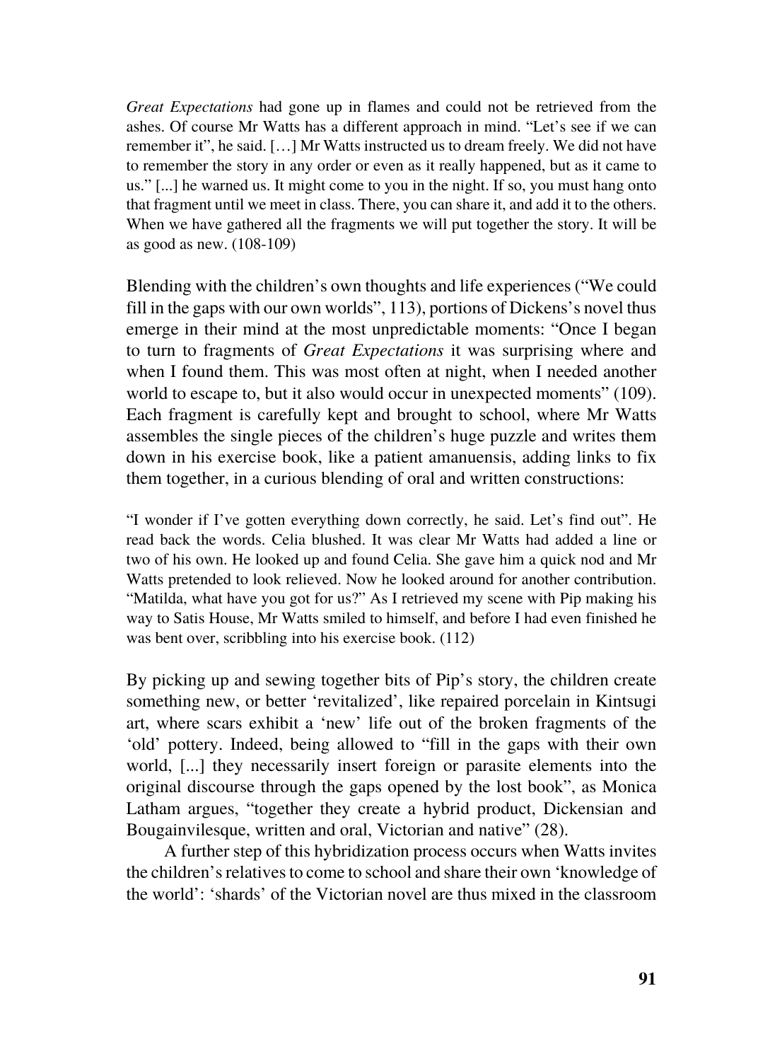> *Great Expectations* had gone up in flames and could not be retrieved from the ashes. Of course Mr Watts has a different approach in mind. “Let’s see if we can remember it”, he said. […] Mr Watts instructed us to dream freely. We did not have to remember the story in any order or even as it really happened, but as it came to us.” [...] he warned us. It might come to you in the night. If so, you must hang onto that fragment until we meet in class. There, you can share it, and add it to the others. When we have gathered all the fragments we will put together the story. It will be as good as new. (108-109)

Blending with the children’s own thoughts and life experiences (“We could fill in the gaps with our own worlds”, 113), portions of Dickens’s novel thus emerge in their mind at the most unpredictable moments: “Once I began to turn to fragments of *Great Expectations* it was surprising where and when I found them. This was most often at night, when I needed another world to escape to, but it also would occur in unexpected moments” (109). Each fragment is carefully kept and brought to school, where Mr Watts assembles the single pieces of the children’s huge puzzle and writes them down in his exercise book, like a patient amanuensis, adding links to fix them together, in a curious blending of oral and written constructions:

> “I wonder if I’ve gotten everything down correctly, he said. Let’s find out”. He read back the words. Celia blushed. It was clear Mr Watts had added a line or two of his own. He looked up and found Celia. She gave him a quick nod and Mr Watts pretended to look relieved. Now he looked around for another contribution. “Matilda, what have you got for us?” As I retrieved my scene with Pip making his way to Satis House, Mr Watts smiled to himself, and before I had even finished he was bent over, scribbling into his exercise book. (112)

By picking up and sewing together bits of Pip’s story, the children create something new, or better ‘revitalized’, like repaired porcelain in Kintsugi art, where scars exhibit a ‘new’ life out of the broken fragments of the ‘old’ pottery. Indeed, being allowed to “fill in the gaps with their own world, [...] they necessarily insert foreign or parasite elements into the original discourse through the gaps opened by the lost book”, as Monica Latham argues, “together they create a hybrid product, Dickensian and Bougainvilesque, written and oral, Victorian and native” (28).

A further step of this hybridization process occurs when Watts invites the children’s relatives to come to school and share their own ‘knowledge of the world’: ‘shards’ of the Victorian novel are thus mixed in the classroom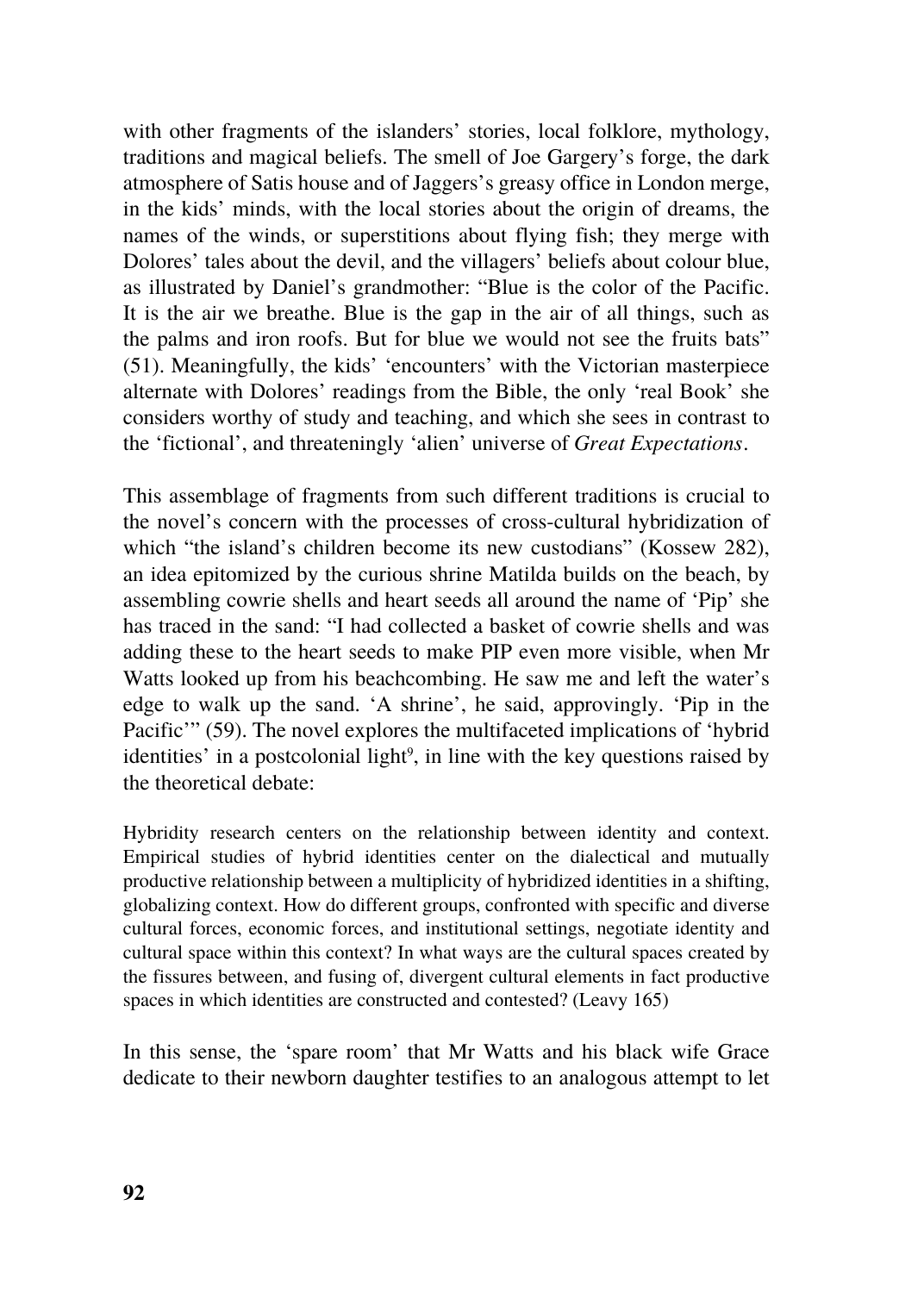with other fragments of the islanders' stories, local folklore, mythology, traditions and magical beliefs. The smell of Joe Gargery's forge, the dark atmosphere of Satis house and of Jaggers's greasy office in London merge, in the kids' minds, with the local stories about the origin of dreams, the names of the winds, or superstitions about flying fish; they merge with Dolores' tales about the devil, and the villagers' beliefs about colour blue, as illustrated by Daniel's grandmother: "Blue is the color of the Pacific. It is the air we breathe. Blue is the gap in the air of all things, such as the palms and iron roofs. But for blue we would not see the fruits bats" (51). Meaningfully, the kids' 'encounters' with the Victorian masterpiece alternate with Dolores' readings from the Bible, the only 'real Book' she considers worthy of study and teaching, and which she sees in contrast to the 'fictional', and threateningly 'alien' universe of *Great Expectations*.

This assemblage of fragments from such different traditions is crucial to the novel's concern with the processes of cross-cultural hybridization of which "the island's children become its new custodians" (Kossew 282), an idea epitomized by the curious shrine Matilda builds on the beach, by assembling cowrie shells and heart seeds all around the name of 'Pip' she has traced in the sand: "I had collected a basket of cowrie shells and was adding these to the heart seeds to make PIP even more visible, when Mr Watts looked up from his beachcombing. He saw me and left the water's edge to walk up the sand. 'A shrine', he said, approvingly. 'Pip in the Pacific'" (59). The novel explores the multifaceted implications of 'hybrid identities' in a postcolonial light[9], in line with the key questions raised by the theoretical debate:

> Hybridity research centers on the relationship between identity and context. Empirical studies of hybrid identities center on the dialectical and mutually productive relationship between a multiplicity of hybridized identities in a shifting, globalizing context. How do different groups, confronted with specific and diverse cultural forces, economic forces, and institutional settings, negotiate identity and cultural space within this context? In what ways are the cultural spaces created by the fissures between, and fusing of, divergent cultural elements in fact productive spaces in which identities are constructed and contested? (Leavy 165)

In this sense, the 'spare room' that Mr Watts and his black wife Grace dedicate to their newborn daughter testifies to an analogous attempt to let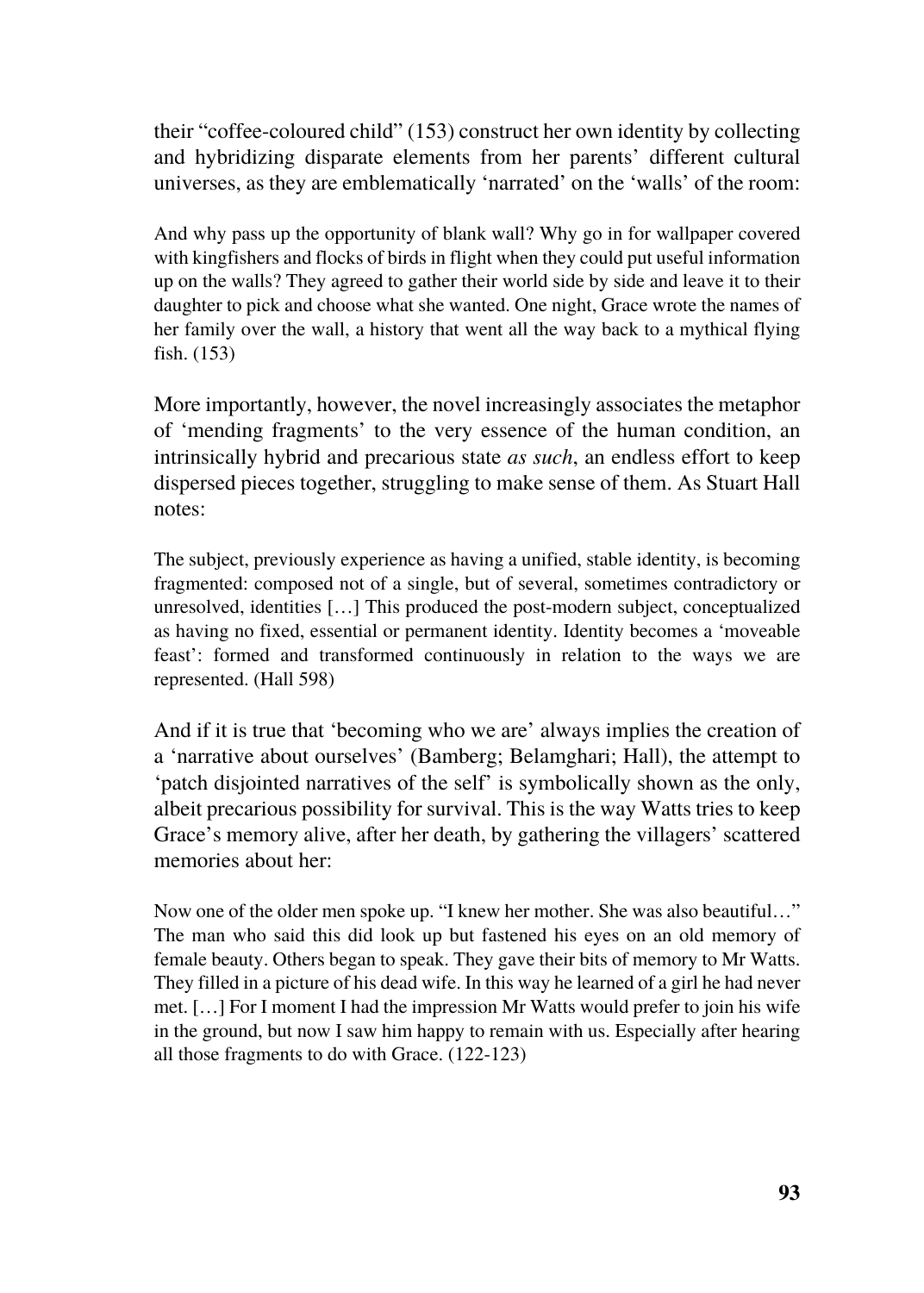their “coffee-coloured child” (153) construct her own identity by collecting and hybridizing disparate elements from her parents’ different cultural universes, as they are emblematically ‘narrated’ on the ‘walls’ of the room:

> And why pass up the opportunity of blank wall? Why go in for wallpaper covered with kingfishers and flocks of birds in flight when they could put useful information up on the walls? They agreed to gather their world side by side and leave it to their daughter to pick and choose what she wanted. One night, Grace wrote the names of her family over the wall, a history that went all the way back to a mythical flying fish. (153)

More importantly, however, the novel increasingly associates the metaphor of ‘mending fragments’ to the very essence of the human condition, an intrinsically hybrid and precarious state *as such*, an endless effort to keep dispersed pieces together, struggling to make sense of them. As Stuart Hall notes:

> The subject, previously experience as having a unified, stable identity, is becoming fragmented: composed not of a single, but of several, sometimes contradictory or unresolved, identities […] This produced the post-modern subject, conceptualized as having no fixed, essential or permanent identity. Identity becomes a ‘moveable feast’: formed and transformed continuously in relation to the ways we are represented. (Hall 598)

And if it is true that ‘becoming who we are’ always implies the creation of a ‘narrative about ourselves’ (Bamberg; Belamghari; Hall), the attempt to ‘patch disjointed narratives of the self’ is symbolically shown as the only, albeit precarious possibility for survival. This is the way Watts tries to keep Grace’s memory alive, after her death, by gathering the villagers’ scattered memories about her:

> Now one of the older men spoke up. “I knew her mother. She was also beautiful…” The man who said this did look up but fastened his eyes on an old memory of female beauty. Others began to speak. They gave their bits of memory to Mr Watts. They filled in a picture of his dead wife. In this way he learned of a girl he had never met. […] For I moment I had the impression Mr Watts would prefer to join his wife in the ground, but now I saw him happy to remain with us. Especially after hearing all those fragments to do with Grace. (122-123)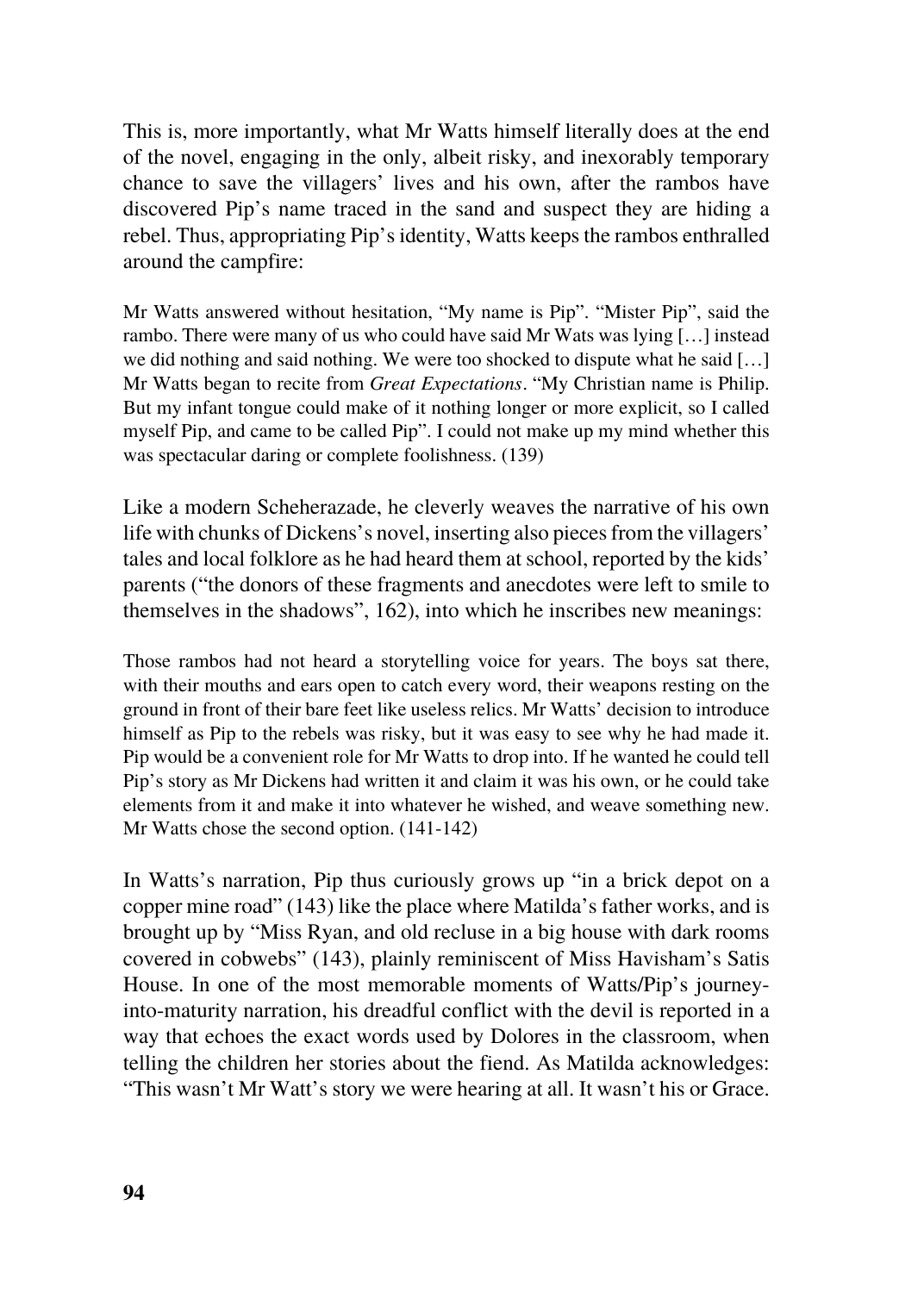This is, more importantly, what Mr Watts himself literally does at the end of the novel, engaging in the only, albeit risky, and inexorably temporary chance to save the villagers' lives and his own, after the rambos have discovered Pip's name traced in the sand and suspect they are hiding a rebel. Thus, appropriating Pip's identity, Watts keeps the rambos enthralled around the campfire:

> Mr Watts answered without hesitation, "My name is Pip". "Mister Pip", said the rambo. There were many of us who could have said Mr Wats was lying […] instead we did nothing and said nothing. We were too shocked to dispute what he said […] Mr Watts began to recite from *Great Expectations*. "My Christian name is Philip. But my infant tongue could make of it nothing longer or more explicit, so I called myself Pip, and came to be called Pip". I could not make up my mind whether this was spectacular daring or complete foolishness. (139)

Like a modern Scheherazade, he cleverly weaves the narrative of his own life with chunks of Dickens's novel, inserting also pieces from the villagers' tales and local folklore as he had heard them at school, reported by the kids' parents ("the donors of these fragments and anecdotes were left to smile to themselves in the shadows", 162), into which he inscribes new meanings:

> Those rambos had not heard a storytelling voice for years. The boys sat there, with their mouths and ears open to catch every word, their weapons resting on the ground in front of their bare feet like useless relics. Mr Watts' decision to introduce himself as Pip to the rebels was risky, but it was easy to see why he had made it. Pip would be a convenient role for Mr Watts to drop into. If he wanted he could tell Pip's story as Mr Dickens had written it and claim it was his own, or he could take elements from it and make it into whatever he wished, and weave something new. Mr Watts chose the second option. (141-142)

In Watts's narration, Pip thus curiously grows up "in a brick depot on a copper mine road" (143) like the place where Matilda's father works, and is brought up by "Miss Ryan, and old recluse in a big house with dark rooms covered in cobwebs" (143), plainly reminiscent of Miss Havisham's Satis House. In one of the most memorable moments of Watts/Pip's journey-into-maturity narration, his dreadful conflict with the devil is reported in a way that echoes the exact words used by Dolores in the classroom, when telling the children her stories about the fiend. As Matilda acknowledges: "This wasn't Mr Watt's story we were hearing at all. It wasn't his or Grace.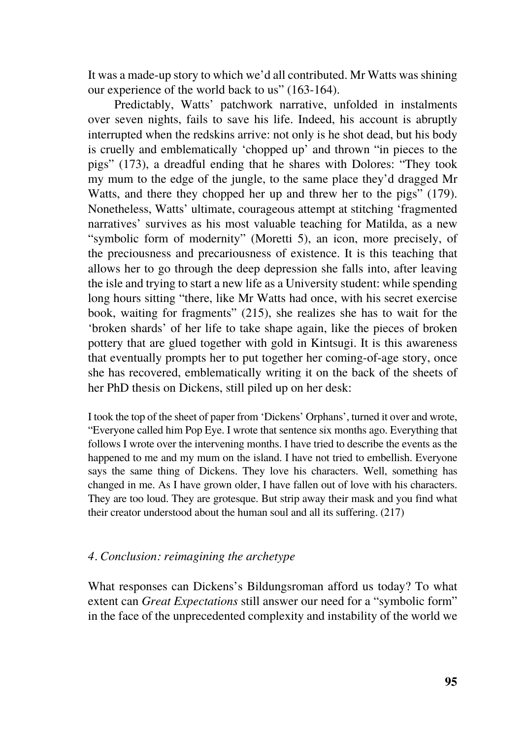It was a made-up story to which we'd all contributed. Mr Watts was shining our experience of the world back to us" (163-164).

Predictably, Watts' patchwork narrative, unfolded in instalments over seven nights, fails to save his life. Indeed, his account is abruptly interrupted when the redskins arrive: not only is he shot dead, but his body is cruelly and emblematically 'chopped up' and thrown "in pieces to the pigs" (173), a dreadful ending that he shares with Dolores: "They took my mum to the edge of the jungle, to the same place they'd dragged Mr Watts, and there they chopped her up and threw her to the pigs" (179). Nonetheless, Watts' ultimate, courageous attempt at stitching 'fragmented narratives' survives as his most valuable teaching for Matilda, as a new "symbolic form of modernity" (Moretti 5), an icon, more precisely, of the preciousness and precariousness of existence. It is this teaching that allows her to go through the deep depression she falls into, after leaving the isle and trying to start a new life as a University student: while spending long hours sitting "there, like Mr Watts had once, with his secret exercise book, waiting for fragments" (215), she realizes she has to wait for the 'broken shards' of her life to take shape again, like the pieces of broken pottery that are glued together with gold in Kintsugi. It is this awareness that eventually prompts her to put together her coming-of-age story, once she has recovered, emblematically writing it on the back of the sheets of her PhD thesis on Dickens, still piled up on her desk:

> I took the top of the sheet of paper from 'Dickens' Orphans', turned it over and wrote, "Everyone called him Pop Eye. I wrote that sentence six months ago. Everything that follows I wrote over the intervening months. I have tried to describe the events as the happened to me and my mum on the island. I have not tried to embellish. Everyone says the same thing of Dickens. They love his characters. Well, something has changed in me. As I have grown older, I have fallen out of love with his characters. They are too loud. They are grotesque. But strip away their mask and you find what their creator understood about the human soul and all its suffering. (217)

### *4. Conclusion: reimagining the archetype*

What responses can Dickens's Bildungsroman afford us today? To what extent can *Great Expectations* still answer our need for a "symbolic form" in the face of the unprecedented complexity and instability of the world we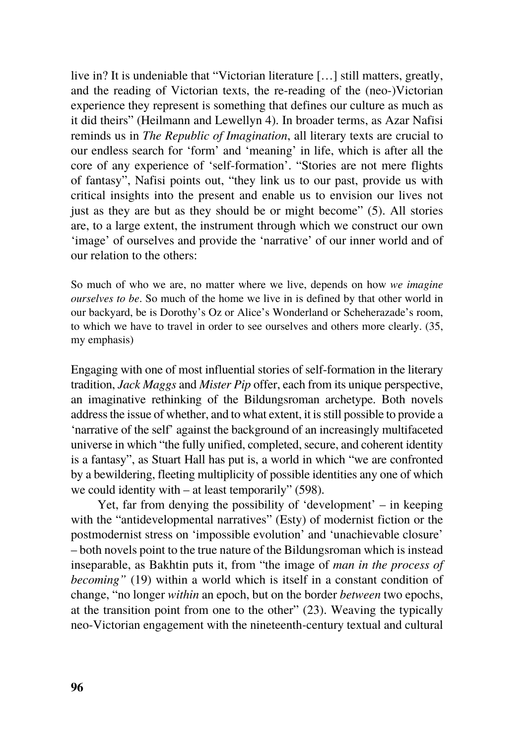live in? It is undeniable that "Victorian literature […] still matters, greatly, and the reading of Victorian texts, the re-reading of the (neo-)Victorian experience they represent is something that defines our culture as much as it did theirs" (Heilmann and Lewellyn 4). In broader terms, as Azar Nafisi reminds us in *The Republic of Imagination*, all literary texts are crucial to our endless search for 'form' and 'meaning' in life, which is after all the core of any experience of 'self-formation'. "Stories are not mere flights of fantasy", Nafisi points out, "they link us to our past, provide us with critical insights into the present and enable us to envision our lives not just as they are but as they should be or might become" (5). All stories are, to a large extent, the instrument through which we construct our own 'image' of ourselves and provide the 'narrative' of our inner world and of our relation to the others:

> So much of who we are, no matter where we live, depends on how *we imagine ourselves to be*. So much of the home we live in is defined by that other world in our backyard, be is Dorothy's Oz or Alice's Wonderland or Scheherazade's room, to which we have to travel in order to see ourselves and others more clearly. (35, my emphasis)

Engaging with one of most influential stories of self-formation in the literary tradition, *Jack Maggs* and *Mister Pip* offer, each from its unique perspective, an imaginative rethinking of the Bildungsroman archetype. Both novels address the issue of whether, and to what extent, it is still possible to provide a 'narrative of the self' against the background of an increasingly multifaceted universe in which "the fully unified, completed, secure, and coherent identity is a fantasy", as Stuart Hall has put is, a world in which "we are confronted by a bewildering, fleeting multiplicity of possible identities any one of which we could identity with – at least temporarily" (598).

Yet, far from denying the possibility of 'development' – in keeping with the "antidevelopmental narratives" (Esty) of modernist fiction or the postmodernist stress on 'impossible evolution' and 'unachievable closure' – both novels point to the true nature of the Bildungsroman which is instead inseparable, as Bakhtin puts it, from "the image of *man in the process of becoming"* (19) within a world which is itself in a constant condition of change, "no longer *within* an epoch, but on the border *between* two epochs, at the transition point from one to the other" (23). Weaving the typically neo-Victorian engagement with the nineteenth-century textual and cultural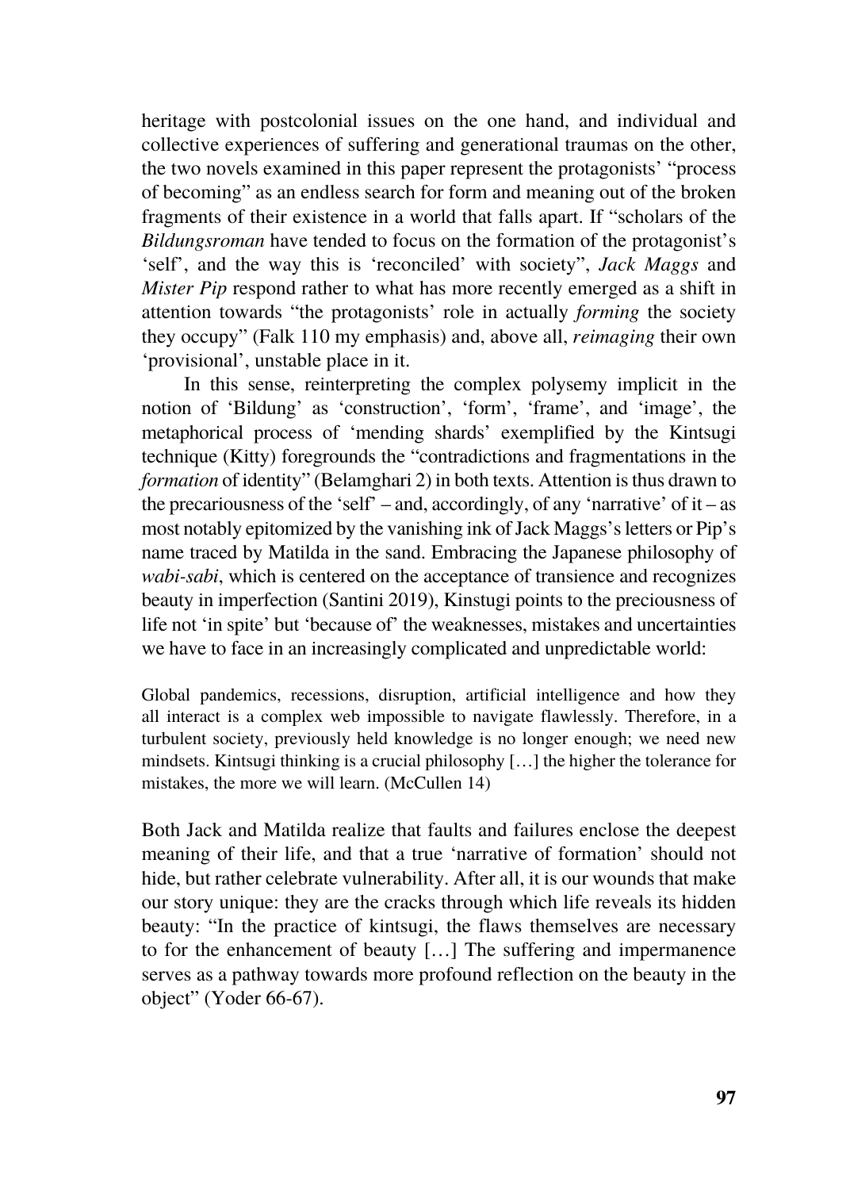heritage with postcolonial issues on the one hand, and individual and collective experiences of suffering and generational traumas on the other, the two novels examined in this paper represent the protagonists' "process of becoming" as an endless search for form and meaning out of the broken fragments of their existence in a world that falls apart. If "scholars of the *Bildungsroman* have tended to focus on the formation of the protagonist's 'self', and the way this is 'reconciled' with society", *Jack Maggs* and *Mister Pip* respond rather to what has more recently emerged as a shift in attention towards "the protagonists' role in actually *forming* the society they occupy" (Falk 110 my emphasis) and, above all, *reimaging* their own 'provisional', unstable place in it.

In this sense, reinterpreting the complex polysemy implicit in the notion of 'Bildung' as 'construction', 'form', 'frame', and 'image', the metaphorical process of 'mending shards' exemplified by the Kintsugi technique (Kitty) foregrounds the "contradictions and fragmentations in the *formation* of identity" (Belamghari 2) in both texts. Attention is thus drawn to the precariousness of the 'self' – and, accordingly, of any 'narrative' of it – as most notably epitomized by the vanishing ink of Jack Maggs's letters or Pip's name traced by Matilda in the sand. Embracing the Japanese philosophy of *wabi-sabi*, which is centered on the acceptance of transience and recognizes beauty in imperfection (Santini 2019), Kinstugi points to the preciousness of life not 'in spite' but 'because of' the weaknesses, mistakes and uncertainties we have to face in an increasingly complicated and unpredictable world:

> Global pandemics, recessions, disruption, artificial intelligence and how they all interact is a complex web impossible to navigate flawlessly. Therefore, in a turbulent society, previously held knowledge is no longer enough; we need new mindsets. Kintsugi thinking is a crucial philosophy […] the higher the tolerance for mistakes, the more we will learn. (McCullen 14)

Both Jack and Matilda realize that faults and failures enclose the deepest meaning of their life, and that a true 'narrative of formation' should not hide, but rather celebrate vulnerability. After all, it is our wounds that make our story unique: they are the cracks through which life reveals its hidden beauty: "In the practice of kintsugi, the flaws themselves are necessary to for the enhancement of beauty […] The suffering and impermanence serves as a pathway towards more profound reflection on the beauty in the object" (Yoder 66-67).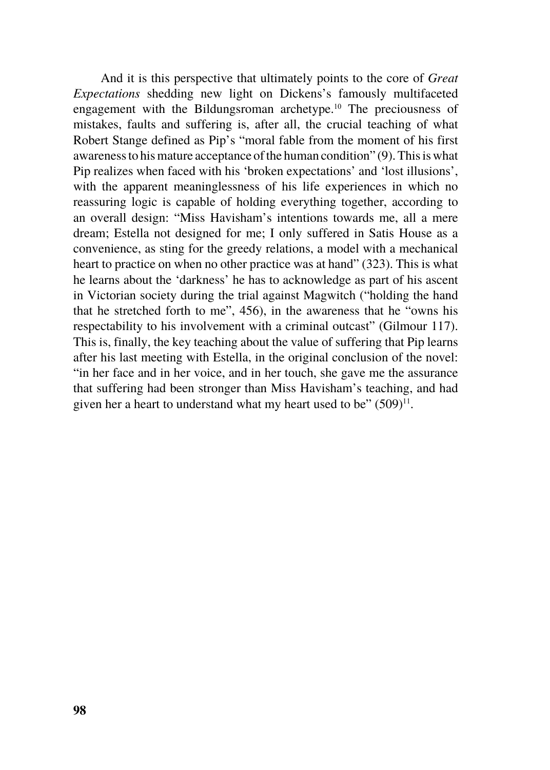And it is this perspective that ultimately points to the core of *Great Expectations* shedding new light on Dickens's famously multifaceted engagement with the Bildungsroman archetype.[10] The preciousness of mistakes, faults and suffering is, after all, the crucial teaching of what Robert Stange defined as Pip's "moral fable from the moment of his first awareness to his mature acceptance of the human condition" (9). This is what Pip realizes when faced with his 'broken expectations' and 'lost illusions', with the apparent meaninglessness of his life experiences in which no reassuring logic is capable of holding everything together, according to an overall design: "Miss Havisham's intentions towards me, all a mere dream; Estella not designed for me; I only suffered in Satis House as a convenience, as sting for the greedy relations, a model with a mechanical heart to practice on when no other practice was at hand" (323). This is what he learns about the 'darkness' he has to acknowledge as part of his ascent in Victorian society during the trial against Magwitch ("holding the hand that he stretched forth to me", 456), in the awareness that he "owns his respectability to his involvement with a criminal outcast" (Gilmour 117). This is, finally, the key teaching about the value of suffering that Pip learns after his last meeting with Estella, in the original conclusion of the novel: "in her face and in her voice, and in her touch, she gave me the assurance that suffering had been stronger than Miss Havisham's teaching, and had given her a heart to understand what my heart used to be" (509)[11].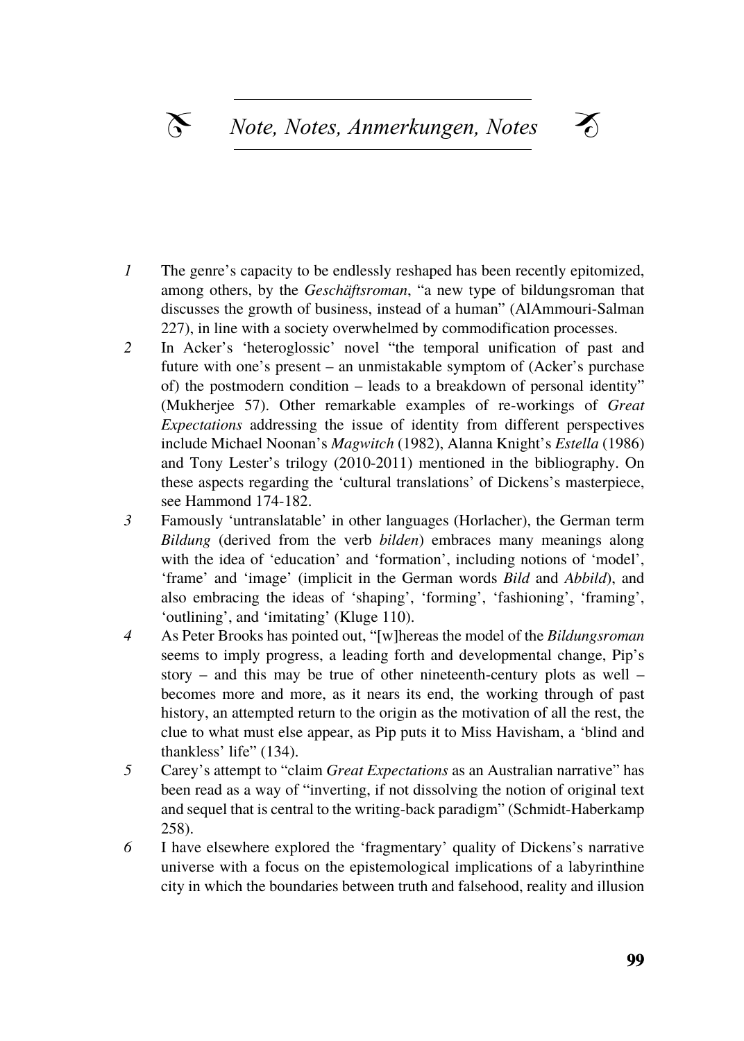# Note, Notes, Anmerkungen, Notes

1. The genre's capacity to be endlessly reshaped has been recently epitomized, among others, by the *Geschäftsroman*, "a new type of bildungsroman that discusses the growth of business, instead of a human" (AlAmmouri-Salman 227), in line with a society overwhelmed by commodification processes.

2. In Acker's 'heteroglossic' novel "the temporal unification of past and future with one's present – an unmistakable symptom of (Acker's purchase of) the postmodern condition – leads to a breakdown of personal identity" (Mukherjee 57). Other remarkable examples of re-workings of *Great Expectations* addressing the issue of identity from different perspectives include Michael Noonan's *Magwitch* (1982), Alanna Knight's *Estella* (1986) and Tony Lester's trilogy (2010-2011) mentioned in the bibliography. On these aspects regarding the 'cultural translations' of Dickens's masterpiece, see Hammond 174-182.

3. Famously 'untranslatable' in other languages (Horlacher), the German term *Bildung* (derived from the verb *bilden*) embraces many meanings along with the idea of 'education' and 'formation', including notions of 'model', 'frame' and 'image' (implicit in the German words *Bild* and *Abbild*), and also embracing the ideas of 'shaping', 'forming', 'fashioning', 'framing', 'outlining', and 'imitating' (Kluge 110).

4. As Peter Brooks has pointed out, "[w]hereas the model of the *Bildungsroman* seems to imply progress, a leading forth and developmental change, Pip's story – and this may be true of other nineteenth-century plots as well – becomes more and more, as it nears its end, the working through of past history, an attempted return to the origin as the motivation of all the rest, the clue to what must else appear, as Pip puts it to Miss Havisham, a 'blind and thankless' life" (134).

5. Carey's attempt to "claim *Great Expectations* as an Australian narrative" has been read as a way of "inverting, if not dissolving the notion of original text and sequel that is central to the writing-back paradigm" (Schmidt-Haberkamp 258).

6. I have elsewhere explored the 'fragmentary' quality of Dickens's narrative universe with a focus on the epistemological implications of a labyrinthine city in which the boundaries between truth and falsehood, reality and illusion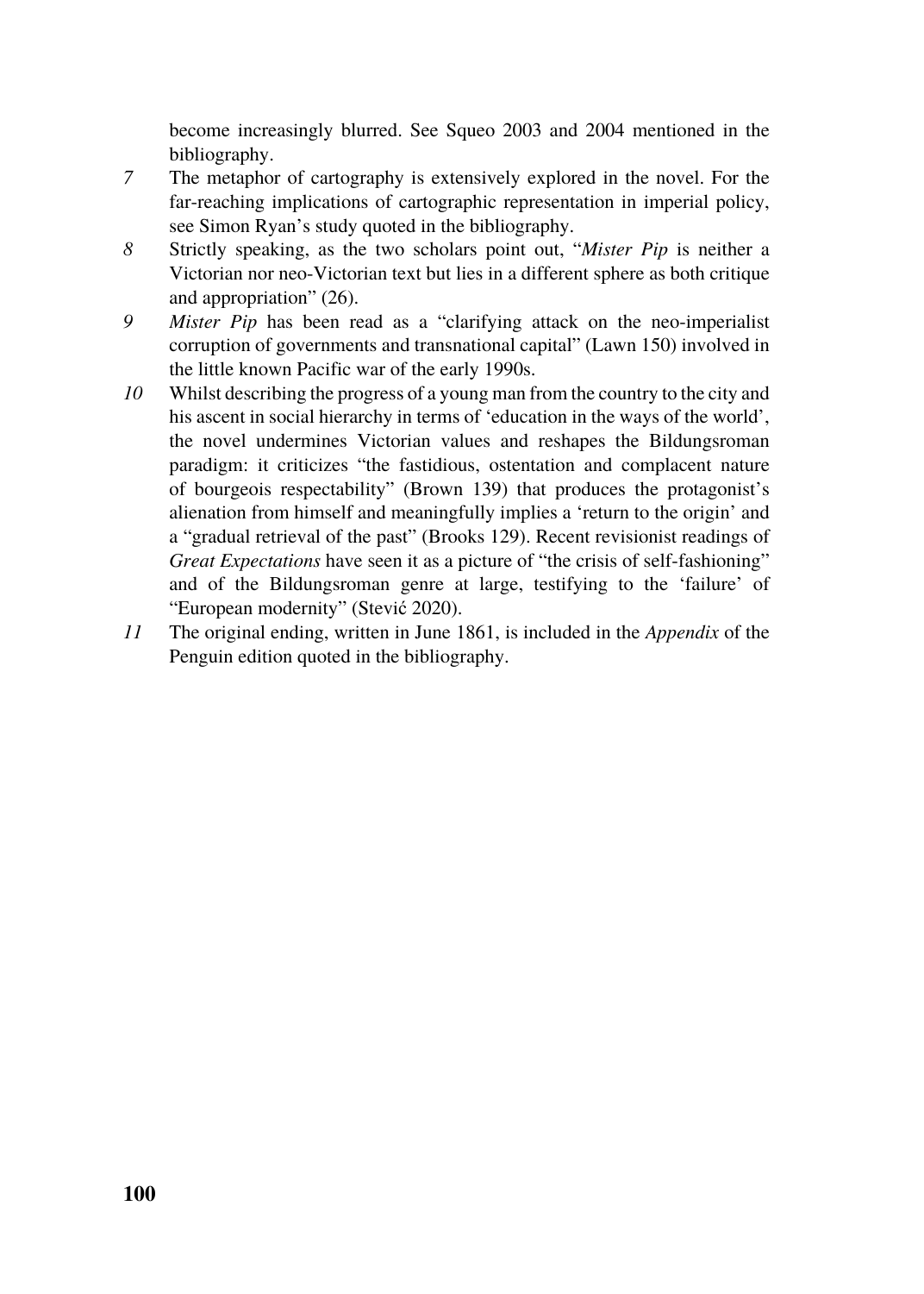become increasingly blurred. See Squeo 2003 and 2004 mentioned in the bibliography.

*7* The metaphor of cartography is extensively explored in the novel. For the far-reaching implications of cartographic representation in imperial policy, see Simon Ryan's study quoted in the bibliography.

*8* Strictly speaking, as the two scholars point out, "*Mister Pip* is neither a Victorian nor neo-Victorian text but lies in a different sphere as both critique and appropriation" (26).

*9* *Mister Pip* has been read as a "clarifying attack on the neo-imperialist corruption of governments and transnational capital" (Lawn 150) involved in the little known Pacific war of the early 1990s.

*10* Whilst describing the progress of a young man from the country to the city and his ascent in social hierarchy in terms of 'education in the ways of the world', the novel undermines Victorian values and reshapes the Bildungsroman paradigm: it criticizes "the fastidious, ostentation and complacent nature of bourgeois respectability" (Brown 139) that produces the protagonist's alienation from himself and meaningfully implies a 'return to the origin' and a "gradual retrieval of the past" (Brooks 129). Recent revisionist readings of *Great Expectations* have seen it as a picture of "the crisis of self-fashioning" and of the Bildungsroman genre at large, testifying to the 'failure' of "European modernity" (Stević 2020).

*11* The original ending, written in June 1861, is included in the *Appendix* of the Penguin edition quoted in the bibliography.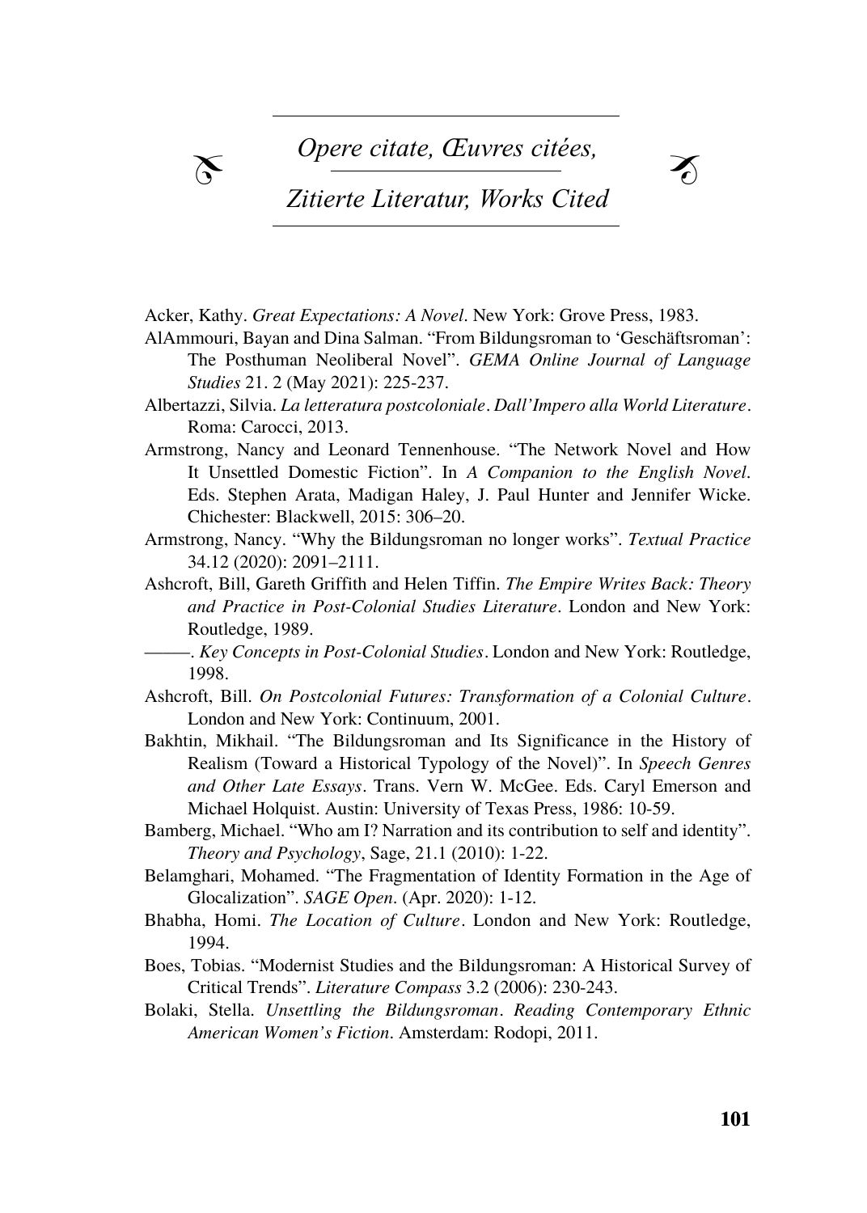# *Opere citate, Œuvres citées, Zitierte Literatur, Works Cited*

Acker, Kathy. *Great Expectations: A Novel*. New York: Grove Press, 1983.

AlAmmouri, Bayan and Dina Salman. "From Bildungsroman to 'Geschäftsroman': The Posthuman Neoliberal Novel". *GEMA Online Journal of Language Studies* 21. 2 (May 2021): 225-237.

Albertazzi, Silvia. *La letteratura postcoloniale. Dall'Impero alla World Literature*. Roma: Carocci, 2013.

Armstrong, Nancy and Leonard Tennenhouse. "The Network Novel and How It Unsettled Domestic Fiction". In *A Companion to the English Novel*. Eds. Stephen Arata, Madigan Haley, J. Paul Hunter and Jennifer Wicke. Chichester: Blackwell, 2015: 306–20.

Armstrong, Nancy. "Why the Bildungsroman no longer works". *Textual Practice* 34.12 (2020): 2091–2111.

Ashcroft, Bill, Gareth Griffith and Helen Tiffin. *The Empire Writes Back: Theory and Practice in Post-Colonial Studies Literature*. London and New York: Routledge, 1989.

———. *Key Concepts in Post-Colonial Studies*. London and New York: Routledge, 1998.

Ashcroft, Bill. *On Postcolonial Futures: Transformation of a Colonial Culture*. London and New York: Continuum, 2001.

Bakhtin, Mikhail. "The Bildungsroman and Its Significance in the History of Realism (Toward a Historical Typology of the Novel)". In *Speech Genres and Other Late Essays*. Trans. Vern W. McGee. Eds. Caryl Emerson and Michael Holquist. Austin: University of Texas Press, 1986: 10-59.

Bamberg, Michael. "Who am I? Narration and its contribution to self and identity". *Theory and Psychology*, Sage, 21.1 (2010): 1-22.

Belamghari, Mohamed. "The Fragmentation of Identity Formation in the Age of Glocalization". *SAGE Open*. (Apr. 2020): 1-12.

Bhabha, Homi. *The Location of Culture*. London and New York: Routledge, 1994.

Boes, Tobias. "Modernist Studies and the Bildungsroman: A Historical Survey of Critical Trends". *Literature Compass* 3.2 (2006): 230-243.

Bolaki, Stella. *Unsettling the Bildungsroman. Reading Contemporary Ethnic American Women's Fiction*. Amsterdam: Rodopi, 2011.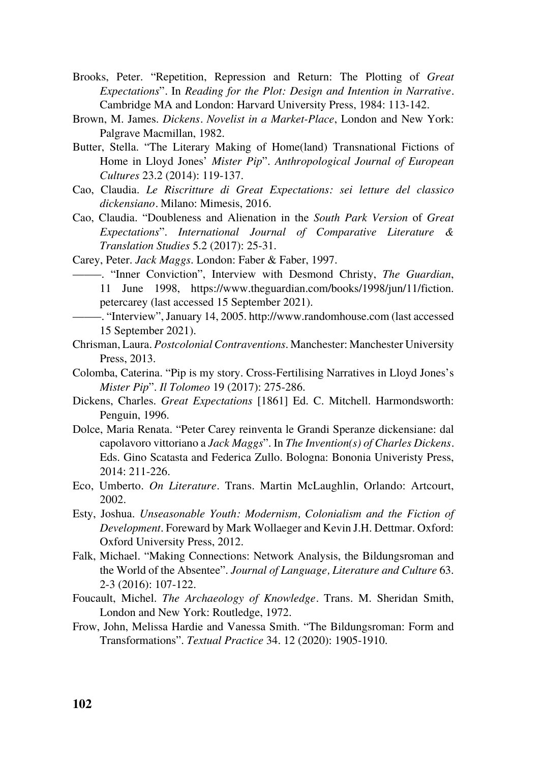Brooks, Peter. “Repetition, Repression and Return: The Plotting of *Great Expectations*”. In *Reading for the Plot: Design and Intention in Narrative*. Cambridge MA and London: Harvard University Press, 1984: 113-142.

Brown, M. James. *Dickens. Novelist in a Market-Place*, London and New York: Palgrave Macmillan, 1982.

Butter, Stella. “The Literary Making of Home(land) Transnational Fictions of Home in Lloyd Jones' *Mister Pip*”. *Anthropological Journal of European Cultures* 23.2 (2014): 119-137.

Cao, Claudia. *Le Riscritture di Great Expectations: sei letture del classico dickensiano*. Milano: Mimesis, 2016.

Cao, Claudia. “Doubleness and Alienation in the *South Park Version* of *Great Expectations*”. *International Journal of Comparative Literature & Translation Studies* 5.2 (2017): 25-31.

Carey, Peter. *Jack Maggs*. London: Faber & Faber, 1997.

———. “Inner Conviction”, Interview with Desmond Christy, *The Guardian*, 11 June 1998, https://www.theguardian.com/books/1998/jun/11/fiction.petercarey (last accessed 15 September 2021).

———. “Interview”, January 14, 2005. http://www.randomhouse.com (last accessed 15 September 2021).

Chrisman, Laura. *Postcolonial Contraventions*. Manchester: Manchester University Press, 2013.

Colomba, Caterina. “Pip is my story. Cross-Fertilising Narratives in Lloyd Jones's *Mister Pip*”. *Il Tolomeo* 19 (2017): 275-286.

Dickens, Charles. *Great Expectations* [1861] Ed. C. Mitchell. Harmondsworth: Penguin, 1996.

Dolce, Maria Renata. “Peter Carey reinventa le Grandi Speranze dickensiane: dal capolavoro vittoriano a *Jack Maggs*”. In *The Invention(s) of Charles Dickens*. Eds. Gino Scatasta and Federica Zullo. Bologna: Bononia Univeristy Press, 2014: 211-226.

Eco, Umberto. *On Literature*. Trans. Martin McLaughlin, Orlando: Artcourt, 2002.

Esty, Joshua. *Unseasonable Youth: Modernism, Colonialism and the Fiction of Development*. Foreward by Mark Wollaeger and Kevin J.H. Dettmar. Oxford: Oxford University Press, 2012.

Falk, Michael. “Making Connections: Network Analysis, the Bildungsroman and the World of the Absentee”. *Journal of Language, Literature and Culture* 63. 2-3 (2016): 107-122.

Foucault, Michel. *The Archaeology of Knowledge*. Trans. M. Sheridan Smith, London and New York: Routledge, 1972.

Frow, John, Melissa Hardie and Vanessa Smith. “The Bildungsroman: Form and Transformations”. *Textual Practice* 34. 12 (2020): 1905-1910.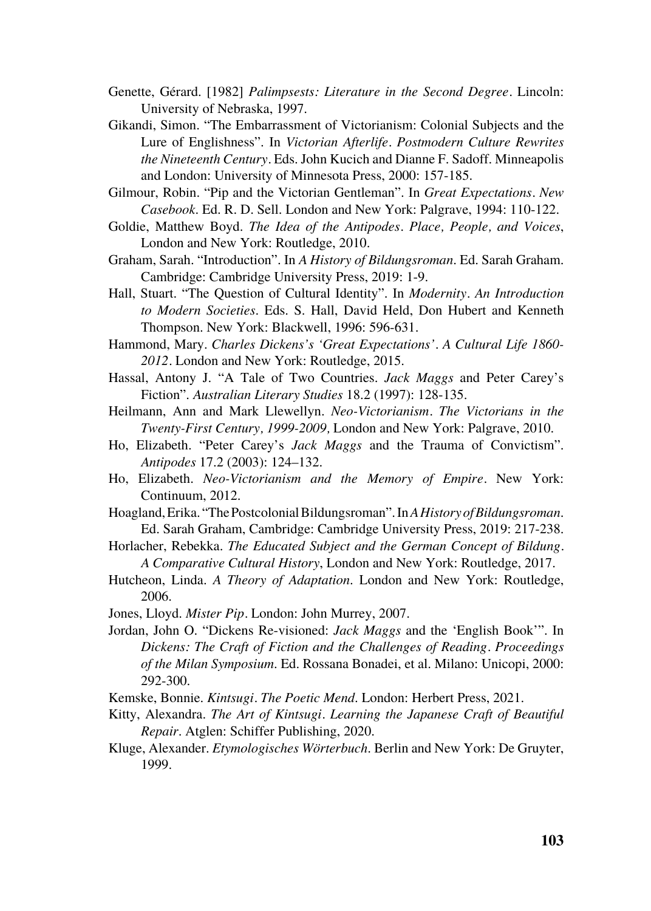Genette, Gérard. [1982] *Palimpsests: Literature in the Second Degree*. Lincoln: University of Nebraska, 1997.

Gikandi, Simon. "The Embarrassment of Victorianism: Colonial Subjects and the Lure of Englishness". In *Victorian Afterlife. Postmodern Culture Rewrites the Nineteenth Century*. Eds. John Kucich and Dianne F. Sadoff. Minneapolis and London: University of Minnesota Press, 2000: 157-185.

Gilmour, Robin. "Pip and the Victorian Gentleman". In *Great Expectations. New Casebook*. Ed. R. D. Sell. London and New York: Palgrave, 1994: 110-122.

Goldie, Matthew Boyd. *The Idea of the Antipodes. Place, People, and Voices*, London and New York: Routledge, 2010.

Graham, Sarah. "Introduction". In *A History of Bildungsroman*. Ed. Sarah Graham. Cambridge: Cambridge University Press, 2019: 1-9.

Hall, Stuart. "The Question of Cultural Identity". In *Modernity. An Introduction to Modern Societies*. Eds. S. Hall, David Held, Don Hubert and Kenneth Thompson. New York: Blackwell, 1996: 596-631.

Hammond, Mary. *Charles Dickens's 'Great Expectations'. A Cultural Life 1860-2012*. London and New York: Routledge, 2015.

Hassal, Antony J. "A Tale of Two Countries. *Jack Maggs* and Peter Carey's Fiction". *Australian Literary Studies* 18.2 (1997): 128-135.

Heilmann, Ann and Mark Llewellyn. *Neo-Victorianism. The Victorians in the Twenty-First Century, 1999-2009,* London and New York: Palgrave, 2010.

Ho, Elizabeth. "Peter Carey's *Jack Maggs* and the Trauma of Convictism". *Antipodes* 17.2 (2003): 124–132.

Ho, Elizabeth. *Neo-Victorianism and the Memory of Empire*. New York: Continuum, 2012.

Hoagland, Erika. "The Postcolonial Bildungsroman". In *A History of Bildungsroman*. Ed. Sarah Graham, Cambridge: Cambridge University Press, 2019: 217-238.

Horlacher, Rebekka. *The Educated Subject and the German Concept of Bildung. A Comparative Cultural History*, London and New York: Routledge, 2017.

Hutcheon, Linda. *A Theory of Adaptation*. London and New York: Routledge, 2006.

Jones, Lloyd. *Mister Pip*. London: John Murrey, 2007.

Jordan, John O. "Dickens Re-visioned: *Jack Maggs* and the 'English Book'". In *Dickens: The Craft of Fiction and the Challenges of Reading. Proceedings of the Milan Symposium*. Ed. Rossana Bonadei, et al. Milano: Unicopi, 2000: 292-300.

Kemske, Bonnie. *Kintsugi. The Poetic Mend*. London: Herbert Press, 2021.

Kitty, Alexandra. *The Art of Kintsugi. Learning the Japanese Craft of Beautiful Repair*. Atglen: Schiffer Publishing, 2020.

Kluge, Alexander. *Etymologisches Wörterbuch*. Berlin and New York: De Gruyter, 1999.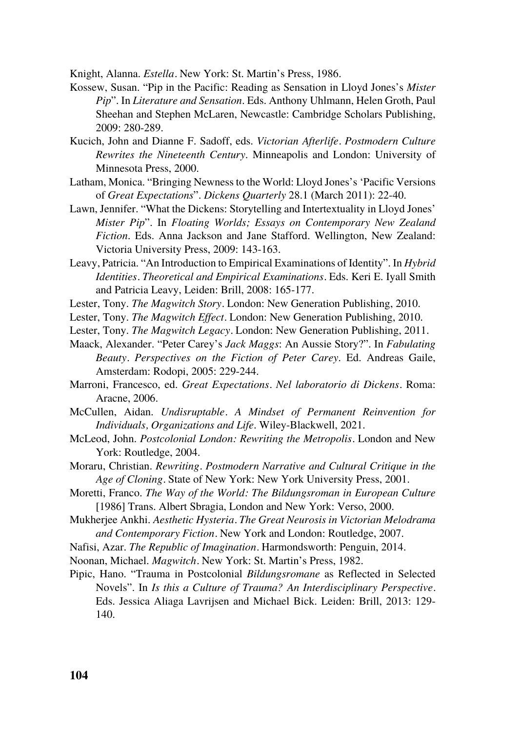Knight, Alanna. *Estella*. New York: St. Martin's Press, 1986.

Kossew, Susan. "Pip in the Pacific: Reading as Sensation in Lloyd Jones's *Mister Pip*". In *Literature and Sensation*. Eds. Anthony Uhlmann, Helen Groth, Paul Sheehan and Stephen McLaren, Newcastle: Cambridge Scholars Publishing, 2009: 280-289.

Kucich, John and Dianne F. Sadoff, eds. *Victorian Afterlife. Postmodern Culture Rewrites the Nineteenth Century*. Minneapolis and London: University of Minnesota Press, 2000.

Latham, Monica. "Bringing Newness to the World: Lloyd Jones's 'Pacific Versions of *Great Expectations*". *Dickens Quarterly* 28.1 (March 2011): 22-40.

Lawn, Jennifer. "What the Dickens: Storytelling and Intertextuality in Lloyd Jones' *Mister Pip*". In *Floating Worlds; Essays on Contemporary New Zealand Fiction*. Eds. Anna Jackson and Jane Stafford. Wellington, New Zealand: Victoria University Press, 2009: 143-163.

Leavy, Patricia. "An Introduction to Empirical Examinations of Identity". In *Hybrid Identities. Theoretical and Empirical Examinations*. Eds. Keri E. Iyall Smith and Patricia Leavy, Leiden: Brill, 2008: 165-177.

Lester, Tony. *The Magwitch Story*. London: New Generation Publishing, 2010.

Lester, Tony. *The Magwitch Effect*. London: New Generation Publishing, 2010.

Lester, Tony. *The Magwitch Legacy*. London: New Generation Publishing, 2011.

Maack, Alexander. "Peter Carey's *Jack Maggs*: An Aussie Story?". In *Fabulating Beauty. Perspectives on the Fiction of Peter Carey*. Ed. Andreas Gaile, Amsterdam: Rodopi, 2005: 229-244.

Marroni, Francesco, ed. *Great Expectations. Nel laboratorio di Dickens*. Roma: Aracne, 2006.

McCullen, Aidan. *Undisruptable. A Mindset of Permanent Reinvention for Individuals, Organizations and Life*. Wiley-Blackwell, 2021.

McLeod, John. *Postcolonial London: Rewriting the Metropolis*. London and New York: Routledge, 2004.

Moraru, Christian. *Rewriting. Postmodern Narrative and Cultural Critique in the Age of Cloning*. State of New York: New York University Press, 2001.

Moretti, Franco. *The Way of the World: The Bildungsroman in European Culture* [1986] Trans. Albert Sbragia, London and New York: Verso, 2000.

Mukherjee Ankhi. *Aesthetic Hysteria. The Great Neurosis in Victorian Melodrama and Contemporary Fiction*. New York and London: Routledge, 2007.

Nafisi, Azar. *The Republic of Imagination*. Harmondsworth: Penguin, 2014.

Noonan, Michael. *Magwitch*. New York: St. Martin's Press, 1982.

Pipic, Hano. "Trauma in Postcolonial *Bildungsromane* as Reflected in Selected Novels". In *Is this a Culture of Trauma? An Interdisciplinary Perspective*. Eds. Jessica Aliaga Lavrijsen and Michael Bick. Leiden: Brill, 2013: 129-140.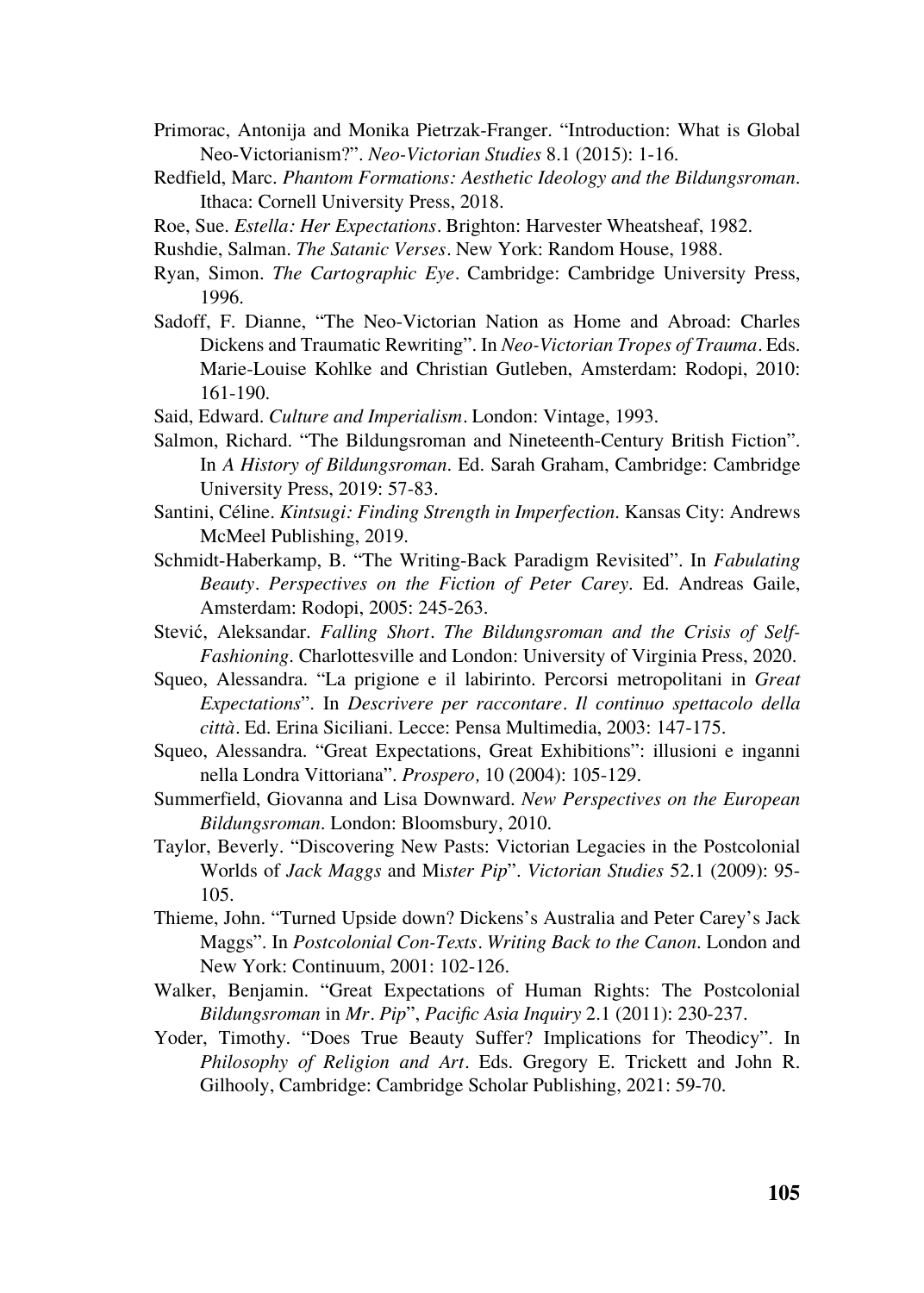Primorac, Antonija and Monika Pietrzak-Franger. "Introduction: What is Global Neo-Victorianism?". *Neo-Victorian Studies* 8.1 (2015): 1-16.

Redfield, Marc. *Phantom Formations: Aesthetic Ideology and the Bildungsroman*. Ithaca: Cornell University Press, 2018.

Roe, Sue. *Estella: Her Expectations*. Brighton: Harvester Wheatsheaf, 1982.

Rushdie, Salman. *The Satanic Verses*. New York: Random House, 1988.

Ryan, Simon. *The Cartographic Eye*. Cambridge: Cambridge University Press, 1996.

Sadoff, F. Dianne, "The Neo-Victorian Nation as Home and Abroad: Charles Dickens and Traumatic Rewriting". In *Neo-Victorian Tropes of Trauma*. Eds. Marie-Louise Kohlke and Christian Gutleben, Amsterdam: Rodopi, 2010: 161-190.

Said, Edward. *Culture and Imperialism*. London: Vintage, 1993.

Salmon, Richard. "The Bildungsroman and Nineteenth-Century British Fiction". In *A History of Bildungsroman*. Ed. Sarah Graham, Cambridge: Cambridge University Press, 2019: 57-83.

Santini, Céline. *Kintsugi: Finding Strength in Imperfection*. Kansas City: Andrews McMeel Publishing, 2019.

Schmidt-Haberkamp, B. "The Writing-Back Paradigm Revisited". In *Fabulating Beauty. Perspectives on the Fiction of Peter Carey*. Ed. Andreas Gaile, Amsterdam: Rodopi, 2005: 245-263.

Stević, Aleksandar. *Falling Short. The Bildungsroman and the Crisis of Self-Fashioning*. Charlottesville and London: University of Virginia Press, 2020.

Squeo, Alessandra. "La prigione e il labirinto. Percorsi metropolitani in *Great Expectations*". In *Descrivere per raccontare. Il continuo spettacolo della città*. Ed. Erina Siciliani. Lecce: Pensa Multimedia, 2003: 147-175.

Squeo, Alessandra. "Great Expectations, Great Exhibitions": illusioni e inganni nella Londra Vittoriana". *Prospero*, 10 (2004): 105-129.

Summerfield, Giovanna and Lisa Downward. *New Perspectives on the European Bildungsroman*. London: Bloomsbury, 2010.

Taylor, Beverly. "Discovering New Pasts: Victorian Legacies in the Postcolonial Worlds of *Jack Maggs* and Mi*ster Pip*". *Victorian Studies* 52.1 (2009): 95-105.

Thieme, John. "Turned Upside down? Dickens's Australia and Peter Carey's Jack Maggs". In *Postcolonial Con-Texts. Writing Back to the Canon*. London and New York: Continuum, 2001: 102-126.

Walker, Benjamin. "Great Expectations of Human Rights: The Postcolonial *Bildungsroman* in *Mr. Pip*", *Pacific Asia Inquiry* 2.1 (2011): 230-237.

Yoder, Timothy. "Does True Beauty Suffer? Implications for Theodicy". In *Philosophy of Religion and Art*. Eds. Gregory E. Trickett and John R. Gilhooly, Cambridge: Cambridge Scholar Publishing, 2021: 59-70.